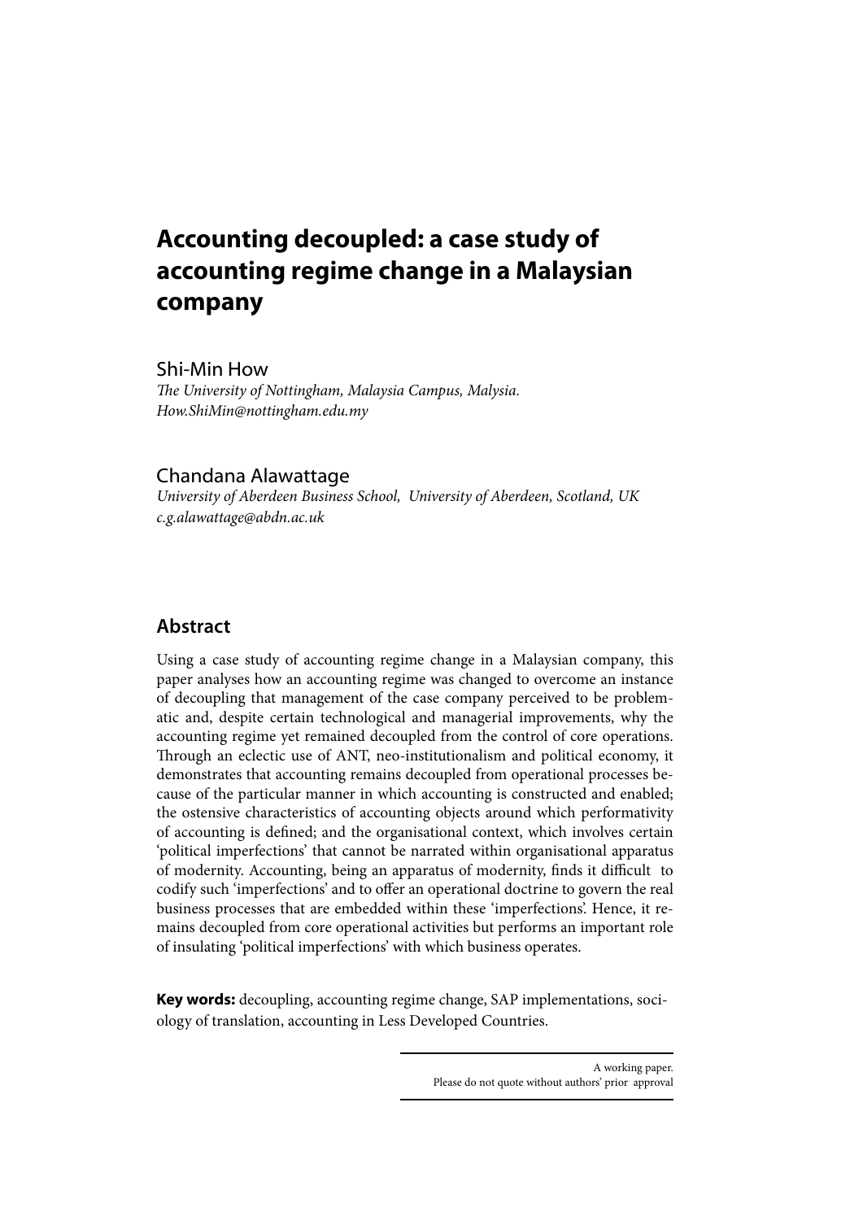# Accounting decoupled: a case study of accounting regime change in a Malaysian company

Shi-Min How  
*The University of Nottingham, Malaysia Campus, Malysia.*  
*How.ShiMin@nottingham.edu.my*

Chandana Alawattage  
*University of Aberdeen Business School, University of Aberdeen, Scotland, UK*  
*c.g.alawattage@abdn.ac.uk*

## Abstract

Using a case study of accounting regime change in a Malaysian company, this paper analyses how an accounting regime was changed to overcome an instance of decoupling that management of the case company perceived to be problematic and, despite certain technological and managerial improvements, why the accounting regime yet remained decoupled from the control of core operations. Through an eclectic use of ANT, neo-institutionalism and political economy, it demonstrates that accounting remains decoupled from operational processes because of the particular manner in which accounting is constructed and enabled; the ostensive characteristics of accounting objects around which performativity of accounting is defined; and the organisational context, which involves certain 'political imperfections' that cannot be narrated within organisational apparatus of modernity. Accounting, being an apparatus of modernity, finds it difficult to codify such 'imperfections' and to offer an operational doctrine to govern the real business processes that are embedded within these 'imperfections'. Hence, it remains decoupled from core operational activities but performs an important role of insulating 'political imperfections' with which business operates.

**Key words:** decoupling, accounting regime change, SAP implementations, sociology of translation, accounting in Less Developed Countries.

A working paper.  
Please do not quote without authors' prior approval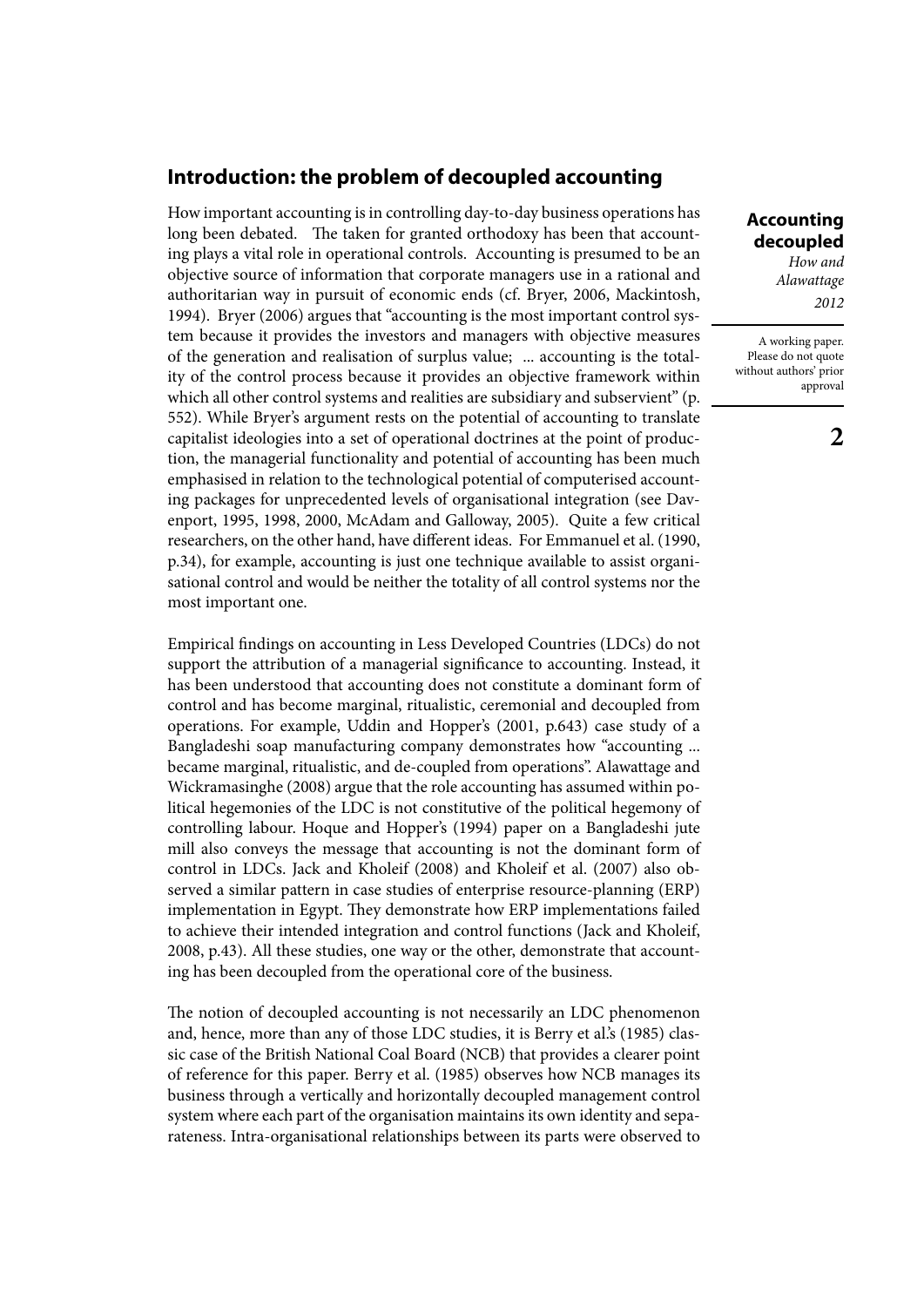## Introduction: the problem of decoupled accounting

How important accounting is in controlling day-to-day business operations has long been debated. The taken for granted orthodoxy has been that accounting plays a vital role in operational controls. Accounting is presumed to be an objective source of information that corporate managers use in a rational and authoritarian way in pursuit of economic ends (cf. Bryer, 2006, Mackintosh, 1994). Bryer (2006) argues that "accounting is the most important control system because it provides the investors and managers with objective measures of the generation and realisation of surplus value; ... accounting is the totality of the control process because it provides an objective framework within which all other control systems and realities are subsidiary and subservient" (p. 552). While Bryer's argument rests on the potential of accounting to translate capitalist ideologies into a set of operational doctrines at the point of production, the managerial functionality and potential of accounting has been much emphasised in relation to the technological potential of computerised accounting packages for unprecedented levels of organisational integration (see Davenport, 1995, 1998, 2000, McAdam and Galloway, 2005). Quite a few critical researchers, on the other hand, have different ideas. For Emmanuel et al. (1990, p.34), for example, accounting is just one technique available to assist organisational control and would be neither the totality of all control systems nor the most important one.

Empirical findings on accounting in Less Developed Countries (LDCs) do not support the attribution of a managerial significance to accounting. Instead, it has been understood that accounting does not constitute a dominant form of control and has become marginal, ritualistic, ceremonial and decoupled from operations. For example, Uddin and Hopper's (2001, p.643) case study of a Bangladeshi soap manufacturing company demonstrates how "accounting ... became marginal, ritualistic, and de-coupled from operations". Alawattage and Wickramasinghe (2008) argue that the role accounting has assumed within political hegemonies of the LDC is not constitutive of the political hegemony of controlling labour. Hoque and Hopper's (1994) paper on a Bangladeshi jute mill also conveys the message that accounting is not the dominant form of control in LDCs. Jack and Kholeif (2008) and Kholeif et al. (2007) also observed a similar pattern in case studies of enterprise resource-planning (ERP) implementation in Egypt. They demonstrate how ERP implementations failed to achieve their intended integration and control functions (Jack and Kholeif, 2008, p.43). All these studies, one way or the other, demonstrate that accounting has been decoupled from the operational core of the business.

The notion of decoupled accounting is not necessarily an LDC phenomenon and, hence, more than any of those LDC studies, it is Berry et al.'s (1985) classic case of the British National Coal Board (NCB) that provides a clearer point of reference for this paper. Berry et al. (1985) observes how NCB manages its business through a vertically and horizontally decoupled management control system where each part of the organisation maintains its own identity and separateness. Intra-organisational relationships between its parts were observed to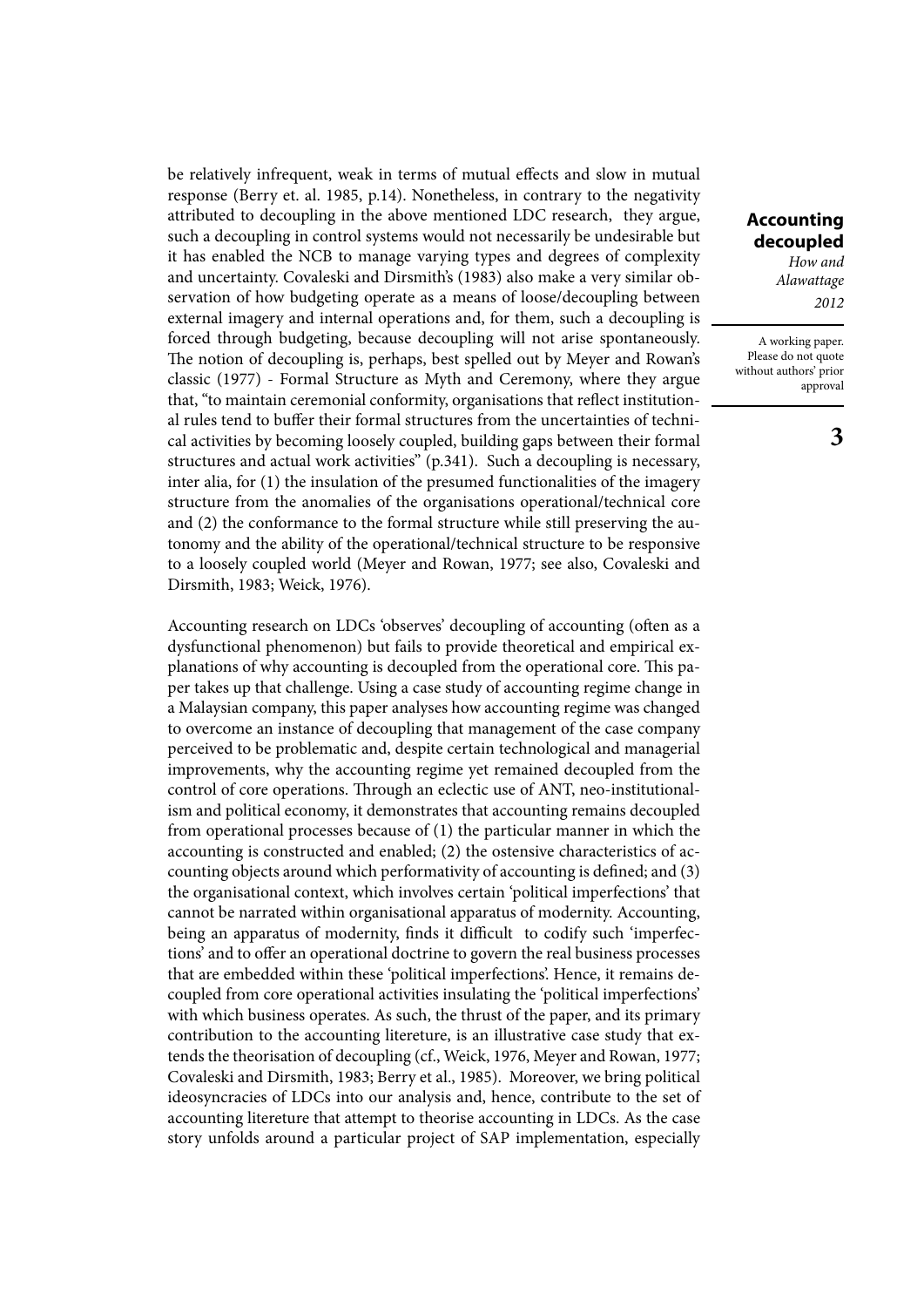be relatively infrequent, weak in terms of mutual effects and slow in mutual response (Berry et. al. 1985, p.14). Nonetheless, in contrary to the negativity attributed to decoupling in the above mentioned LDC research, they argue, such a decoupling in control systems would not necessarily be undesirable but it has enabled the NCB to manage varying types and degrees of complexity and uncertainty. Covaleski and Dirsmith's (1983) also make a very similar observation of how budgeting operate as a means of loose/decoupling between external imagery and internal operations and, for them, such a decoupling is forced through budgeting, because decoupling will not arise spontaneously. The notion of decoupling is, perhaps, best spelled out by Meyer and Rowan's classic (1977) - Formal Structure as Myth and Ceremony, where they argue that, "to maintain ceremonial conformity, organisations that reflect institutional rules tend to buffer their formal structures from the uncertainties of technical activities by becoming loosely coupled, building gaps between their formal structures and actual work activities" (p.341). Such a decoupling is necessary, inter alia, for (1) the insulation of the presumed functionalities of the imagery structure from the anomalies of the organisations operational/technical core and (2) the conformance to the formal structure while still preserving the autonomy and the ability of the operational/technical structure to be responsive to a loosely coupled world (Meyer and Rowan, 1977; see also, Covaleski and Dirsmith, 1983; Weick, 1976).

Accounting research on LDCs 'observes' decoupling of accounting (often as a dysfunctional phenomenon) but fails to provide theoretical and empirical explanations of why accounting is decoupled from the operational core. This paper takes up that challenge. Using a case study of accounting regime change in a Malaysian company, this paper analyses how accounting regime was changed to overcome an instance of decoupling that management of the case company perceived to be problematic and, despite certain technological and managerial improvements, why the accounting regime yet remained decoupled from the control of core operations. Through an eclectic use of ANT, neo-institutionalism and political economy, it demonstrates that accounting remains decoupled from operational processes because of (1) the particular manner in which the accounting is constructed and enabled; (2) the ostensive characteristics of accounting objects around which performativity of accounting is defined; and (3) the organisational context, which involves certain 'political imperfections' that cannot be narrated within organisational apparatus of modernity. Accounting, being an apparatus of modernity, finds it difficult to codify such 'imperfections' and to offer an operational doctrine to govern the real business processes that are embedded within these 'political imperfections'. Hence, it remains decoupled from core operational activities insulating the 'political imperfections' with which business operates. As such, the thrust of the paper, and its primary contribution to the accounting litereture, is an illustrative case study that extends the theorisation of decoupling (cf., Weick, 1976, Meyer and Rowan, 1977; Covaleski and Dirsmith, 1983; Berry et al., 1985). Moreover, we bring political ideosyncracies of LDCs into our analysis and, hence, contribute to the set of accounting litereture that attempt to theorise accounting in LDCs. As the case story unfolds around a particular project of SAP implementation, especially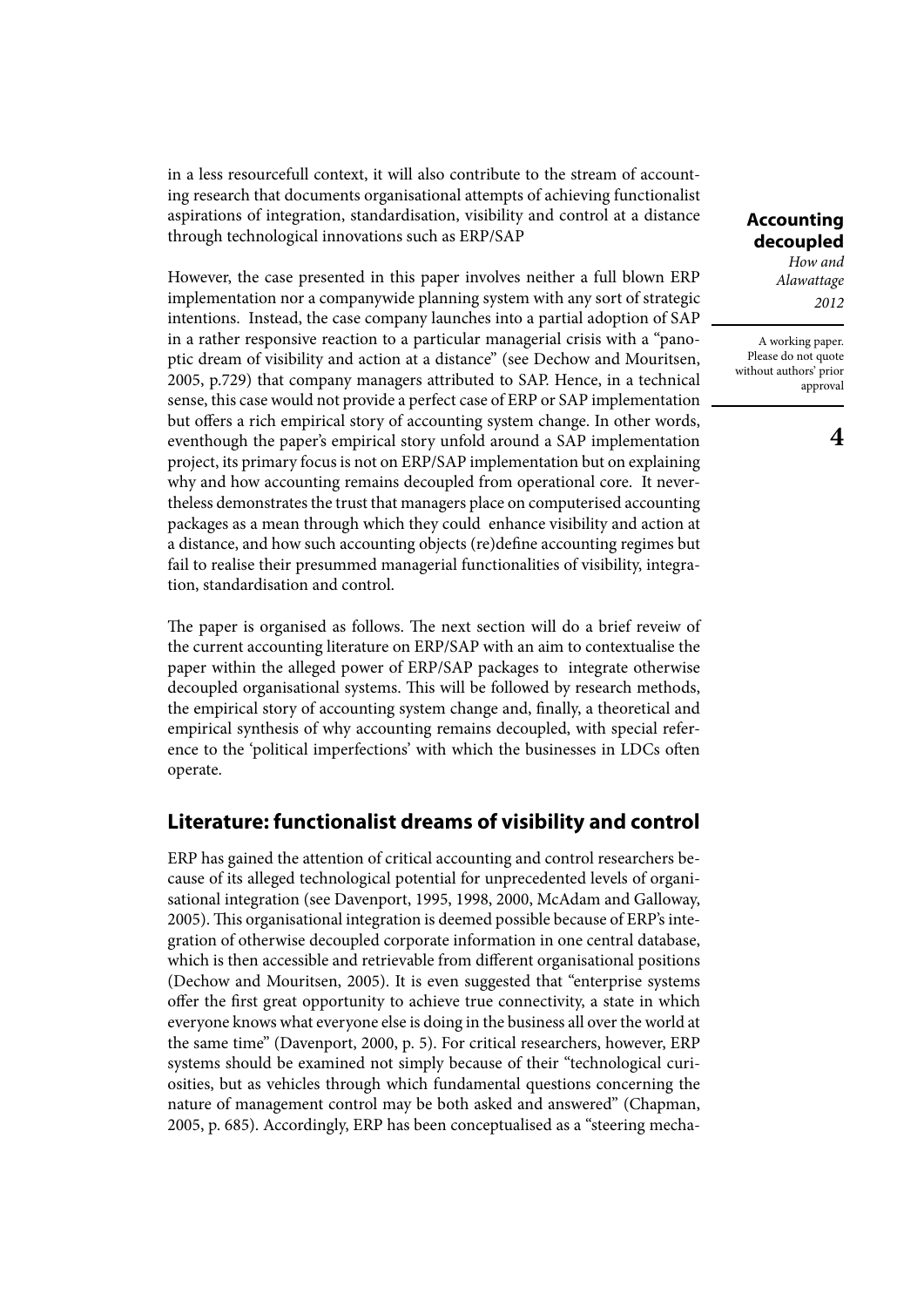in a less resourcefull context, it will also contribute to the stream of accounting research that documents organisational attempts of achieving functionalist aspirations of integration, standardisation, visibility and control at a distance through technological innovations such as ERP/SAP

However, the case presented in this paper involves neither a full blown ERP implementation nor a companywide planning system with any sort of strategic intentions. Instead, the case company launches into a partial adoption of SAP in a rather responsive reaction to a particular managerial crisis with a "panoptic dream of visibility and action at a distance" (see Dechow and Mouritsen, 2005, p.729) that company managers attributed to SAP. Hence, in a technical sense, this case would not provide a perfect case of ERP or SAP implementation but offers a rich empirical story of accounting system change. In other words, eventhough the paper's empirical story unfold around a SAP implementation project, its primary focus is not on ERP/SAP implementation but on explaining why and how accounting remains decoupled from operational core. It nevertheless demonstrates the trust that managers place on computerised accounting packages as a mean through which they could enhance visibility and action at a distance, and how such accounting objects (re)define accounting regimes but fail to realise their presummed managerial functionalities of visibility, integration, standardisation and control.

The paper is organised as follows. The next section will do a brief reveiw of the current accounting literature on ERP/SAP with an aim to contextualise the paper within the alleged power of ERP/SAP packages to integrate otherwise decoupled organisational systems. This will be followed by research methods, the empirical story of accounting system change and, finally, a theoretical and empirical synthesis of why accounting remains decoupled, with special reference to the 'political imperfections' with which the businesses in LDCs often operate.

## Literature: functionalist dreams of visibility and control

ERP has gained the attention of critical accounting and control researchers because of its alleged technological potential for unprecedented levels of organisational integration (see Davenport, 1995, 1998, 2000, McAdam and Galloway, 2005). This organisational integration is deemed possible because of ERP's integration of otherwise decoupled corporate information in one central database, which is then accessible and retrievable from different organisational positions (Dechow and Mouritsen, 2005). It is even suggested that "enterprise systems offer the first great opportunity to achieve true connectivity, a state in which everyone knows what everyone else is doing in the business all over the world at the same time" (Davenport, 2000, p. 5). For critical researchers, however, ERP systems should be examined not simply because of their "technological curiosities, but as vehicles through which fundamental questions concerning the nature of management control may be both asked and answered" (Chapman, 2005, p. 685). Accordingly, ERP has been conceptualised as a "steering mecha-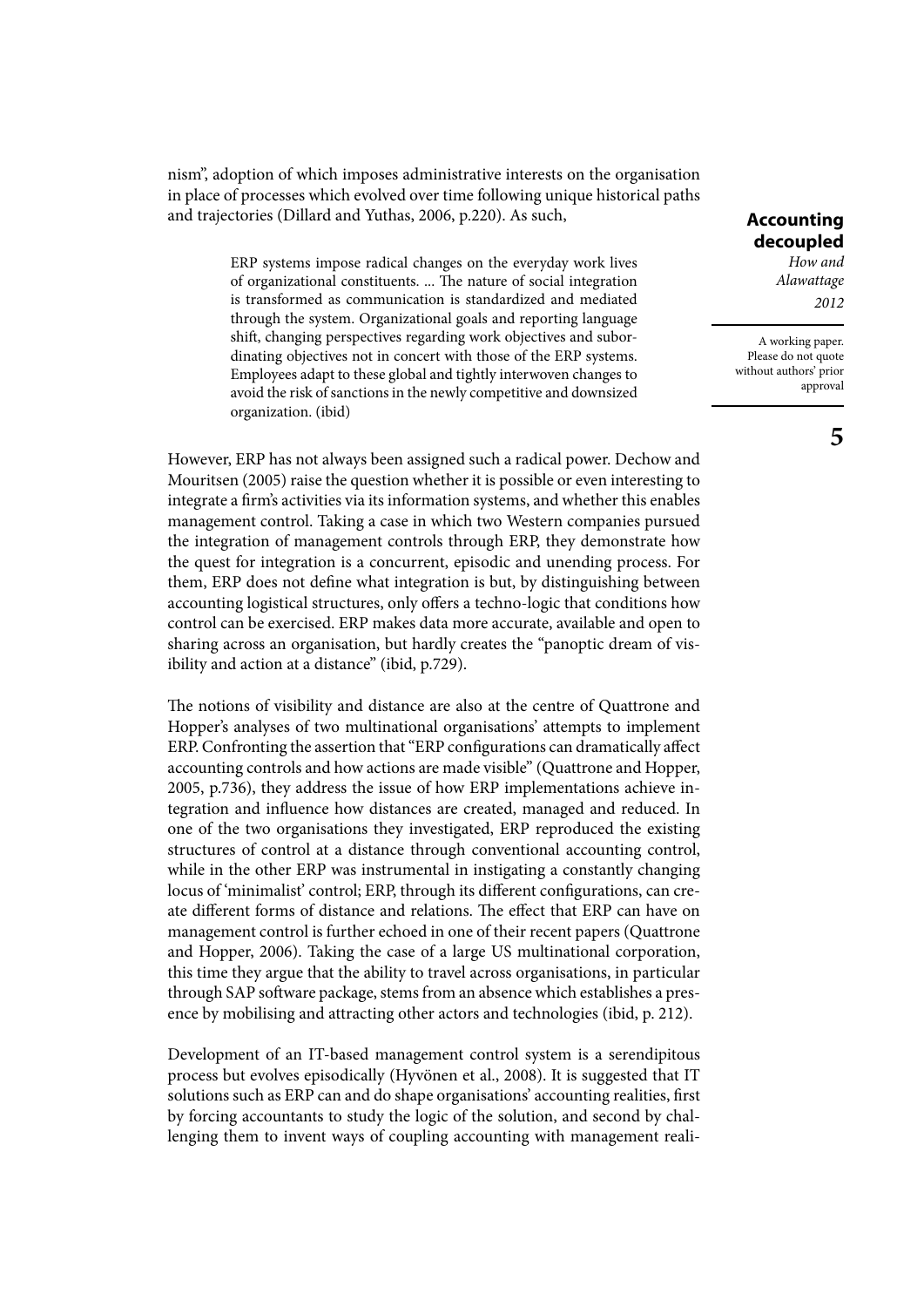nism", adoption of which imposes administrative interests on the organisation in place of processes which evolved over time following unique historical paths and trajectories (Dillard and Yuthas, 2006, p.220). As such,

> ERP systems impose radical changes on the everyday work lives of organizational constituents. ... The nature of social integration is transformed as communication is standardized and mediated through the system. Organizational goals and reporting language shift, changing perspectives regarding work objectives and subordinating objectives not in concert with those of the ERP systems. Employees adapt to these global and tightly interwoven changes to avoid the risk of sanctions in the newly competitive and downsized organization. (ibid)

However, ERP has not always been assigned such a radical power. Dechow and Mouritsen (2005) raise the question whether it is possible or even interesting to integrate a firm's activities via its information systems, and whether this enables management control. Taking a case in which two Western companies pursued the integration of management controls through ERP, they demonstrate how the quest for integration is a concurrent, episodic and unending process. For them, ERP does not define what integration is but, by distinguishing between accounting logistical structures, only offers a techno-logic that conditions how control can be exercised. ERP makes data more accurate, available and open to sharing across an organisation, but hardly creates the "panoptic dream of visibility and action at a distance" (ibid, p.729).

The notions of visibility and distance are also at the centre of Quattrone and Hopper's analyses of two multinational organisations' attempts to implement ERP. Confronting the assertion that "ERP configurations can dramatically affect accounting controls and how actions are made visible" (Quattrone and Hopper, 2005, p.736), they address the issue of how ERP implementations achieve integration and influence how distances are created, managed and reduced. In one of the two organisations they investigated, ERP reproduced the existing structures of control at a distance through conventional accounting control, while in the other ERP was instrumental in instigating a constantly changing locus of 'minimalist' control; ERP, through its different configurations, can create different forms of distance and relations. The effect that ERP can have on management control is further echoed in one of their recent papers (Quattrone and Hopper, 2006). Taking the case of a large US multinational corporation, this time they argue that the ability to travel across organisations, in particular through SAP software package, stems from an absence which establishes a presence by mobilising and attracting other actors and technologies (ibid, p. 212).

Development of an IT-based management control system is a serendipitous process but evolves episodically (Hyvönen et al., 2008). It is suggested that IT solutions such as ERP can and do shape organisations' accounting realities, first by forcing accountants to study the logic of the solution, and second by challenging them to invent ways of coupling accounting with management reali-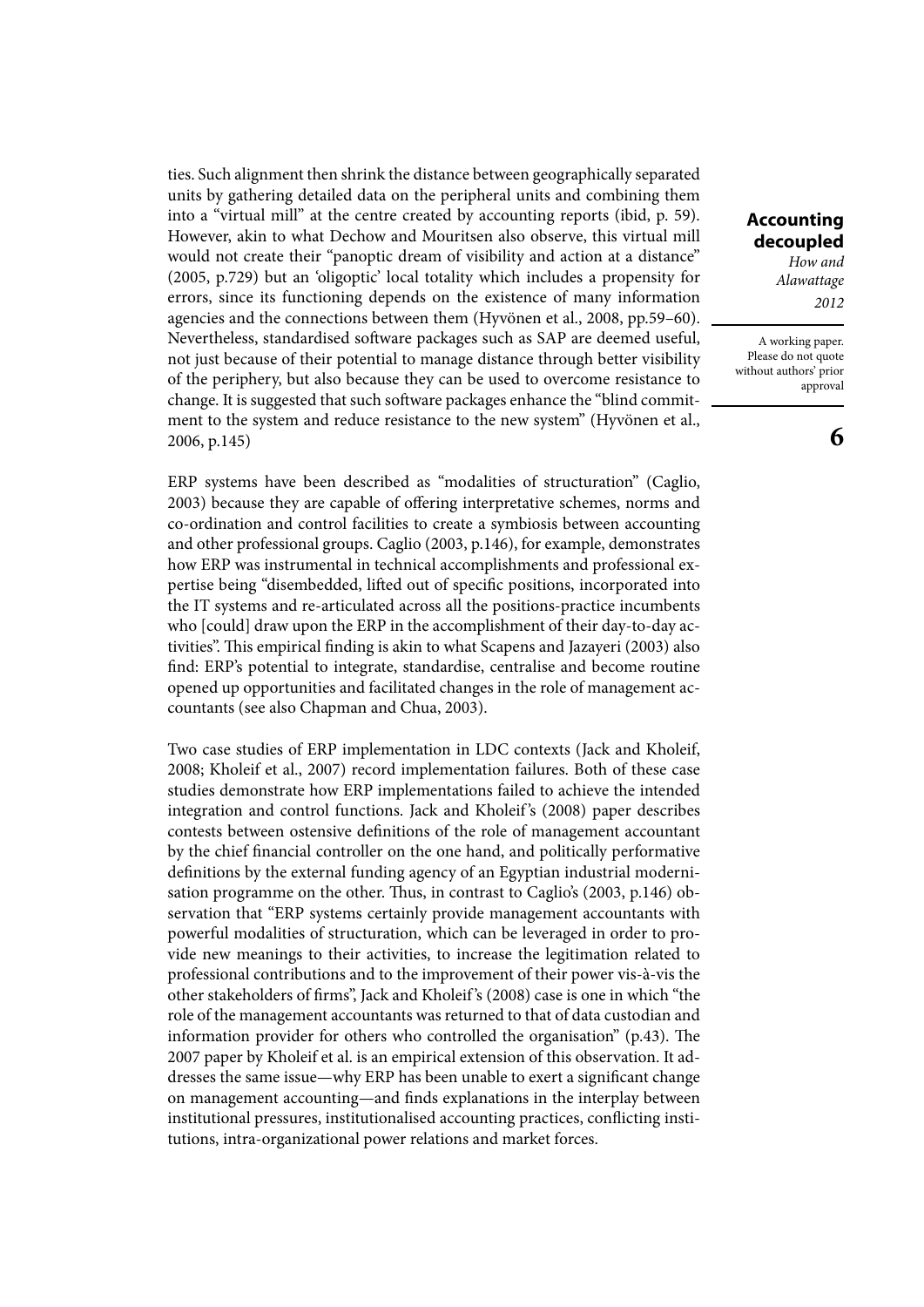ties. Such alignment then shrink the distance between geographically separated units by gathering detailed data on the peripheral units and combining them into a "virtual mill" at the centre created by accounting reports (ibid, p. 59). However, akin to what Dechow and Mouritsen also observe, this virtual mill would not create their "panoptic dream of visibility and action at a distance" (2005, p.729) but an 'oligoptic' local totality which includes a propensity for errors, since its functioning depends on the existence of many information agencies and the connections between them (Hyvönen et al., 2008, pp.59–60). Nevertheless, standardised software packages such as SAP are deemed useful, not just because of their potential to manage distance through better visibility of the periphery, but also because they can be used to overcome resistance to change. It is suggested that such software packages enhance the "blind commitment to the system and reduce resistance to the new system" (Hyvönen et al., 2006, p.145)

ERP systems have been described as "modalities of structuration" (Caglio, 2003) because they are capable of offering interpretative schemes, norms and co-ordination and control facilities to create a symbiosis between accounting and other professional groups. Caglio (2003, p.146), for example, demonstrates how ERP was instrumental in technical accomplishments and professional expertise being "disembedded, lifted out of specific positions, incorporated into the IT systems and re-articulated across all the positions-practice incumbents who [could] draw upon the ERP in the accomplishment of their day-to-day activities". This empirical finding is akin to what Scapens and Jazayeri (2003) also find: ERP's potential to integrate, standardise, centralise and become routine opened up opportunities and facilitated changes in the role of management accountants (see also Chapman and Chua, 2003).

Two case studies of ERP implementation in LDC contexts (Jack and Kholeif, 2008; Kholeif et al., 2007) record implementation failures. Both of these case studies demonstrate how ERP implementations failed to achieve the intended integration and control functions. Jack and Kholeif's (2008) paper describes contests between ostensive definitions of the role of management accountant by the chief financial controller on the one hand, and politically performative definitions by the external funding agency of an Egyptian industrial modernisation programme on the other. Thus, in contrast to Caglio's (2003, p.146) observation that "ERP systems certainly provide management accountants with powerful modalities of structuration, which can be leveraged in order to provide new meanings to their activities, to increase the legitimation related to professional contributions and to the improvement of their power vis-à-vis the other stakeholders of firms", Jack and Kholeif's (2008) case is one in which "the role of the management accountants was returned to that of data custodian and information provider for others who controlled the organisation" (p.43). The 2007 paper by Kholeif et al. is an empirical extension of this observation. It addresses the same issue—why ERP has been unable to exert a significant change on management accounting—and finds explanations in the interplay between institutional pressures, institutionalised accounting practices, conflicting institutions, intra-organizational power relations and market forces.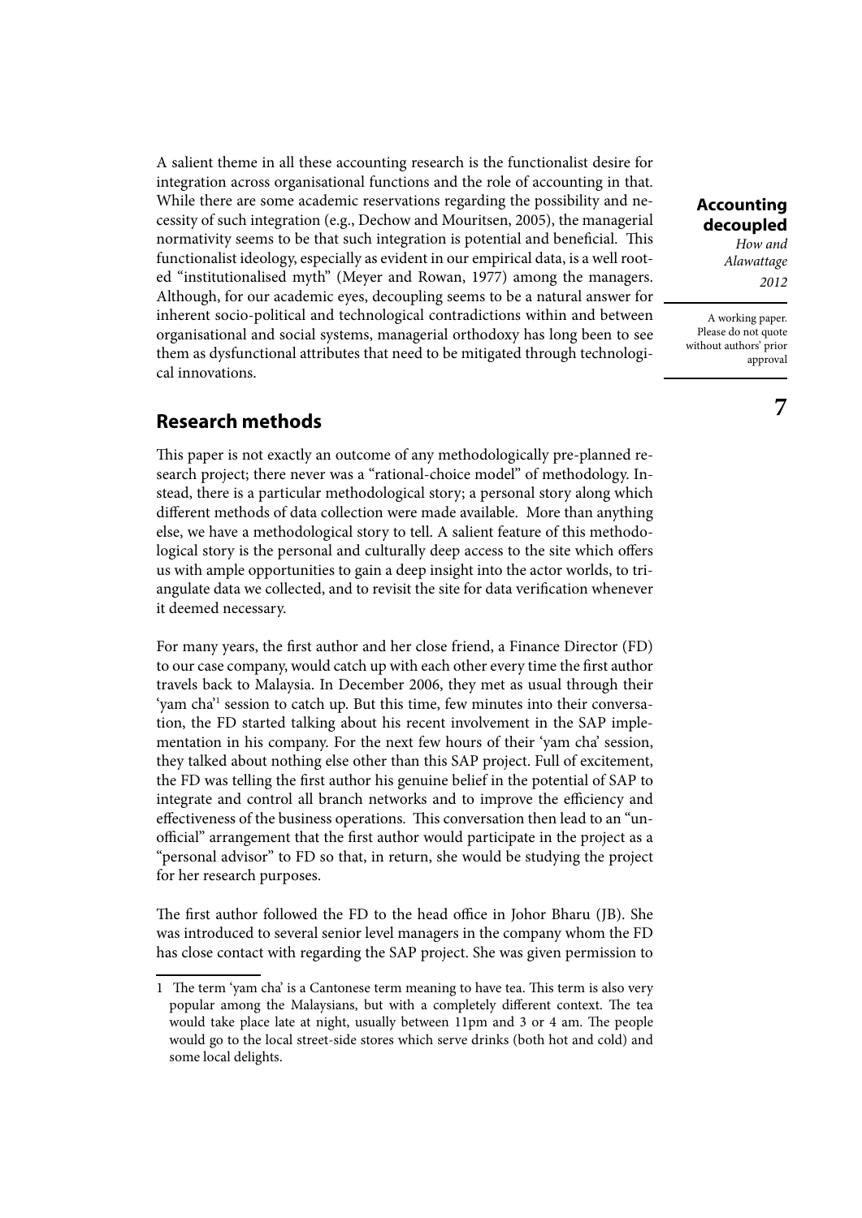A salient theme in all these accounting research is the functionalist desire for integration across organisational functions and the role of accounting in that. While there are some academic reservations regarding the possibility and necessity of such integration (e.g., Dechow and Mouritsen, 2005), the managerial normativity seems to be that such integration is potential and beneficial. This functionalist ideology, especially as evident in our empirical data, is a well rooted "institutionalised myth" (Meyer and Rowan, 1977) among the managers. Although, for our academic eyes, decoupling seems to be a natural answer for inherent socio-political and technological contradictions within and between organisational and social systems, managerial orthodoxy has long been to see them as dysfunctional attributes that need to be mitigated through technological innovations.

## Research methods

This paper is not exactly an outcome of any methodologically pre-planned research project; there never was a "rational-choice model" of methodology. Instead, there is a particular methodological story; a personal story along which different methods of data collection were made available. More than anything else, we have a methodological story to tell. A salient feature of this methodological story is the personal and culturally deep access to the site which offers us with ample opportunities to gain a deep insight into the actor worlds, to triangulate data we collected, and to revisit the site for data verification whenever it deemed necessary.

For many years, the first author and her close friend, a Finance Director (FD) to our case company, would catch up with each other every time the first author travels back to Malaysia. In December 2006, they met as usual through their 'yam cha'[1] session to catch up. But this time, few minutes into their conversation, the FD started talking about his recent involvement in the SAP implementation in his company. For the next few hours of their 'yam cha' session, they talked about nothing else other than this SAP project. Full of excitement, the FD was telling the first author his genuine belief in the potential of SAP to integrate and control all branch networks and to improve the efficiency and effectiveness of the business operations. This conversation then lead to an "unofficial" arrangement that the first author would participate in the project as a "personal advisor" to FD so that, in return, she would be studying the project for her research purposes.

The first author followed the FD to the head office in Johor Bharu (JB). She was introduced to several senior level managers in the company whom the FD has close contact with regarding the SAP project. She was given permission to

---

1 The term 'yam cha' is a Cantonese term meaning to have tea. This term is also very popular among the Malaysians, but with a completely different context. The tea would take place late at night, usually between 11pm and 3 or 4 am. The people would go to the local street-side stores which serve drinks (both hot and cold) and some local delights.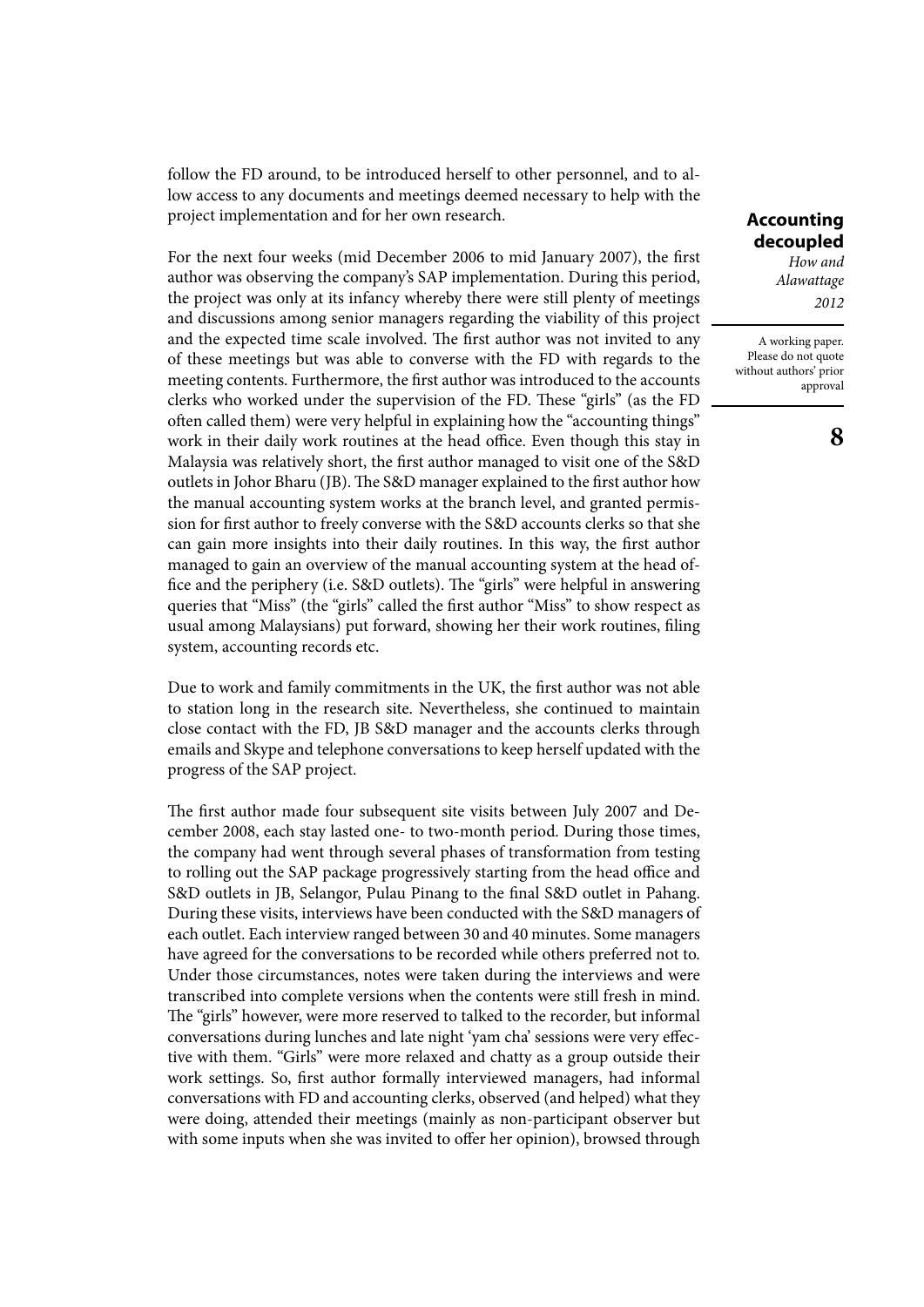follow the FD around, to be introduced herself to other personnel, and to allow access to any documents and meetings deemed necessary to help with the project implementation and for her own research.

For the next four weeks (mid December 2006 to mid January 2007), the first author was observing the company's SAP implementation. During this period, the project was only at its infancy whereby there were still plenty of meetings and discussions among senior managers regarding the viability of this project and the expected time scale involved. The first author was not invited to any of these meetings but was able to converse with the FD with regards to the meeting contents. Furthermore, the first author was introduced to the accounts clerks who worked under the supervision of the FD. These "girls" (as the FD often called them) were very helpful in explaining how the "accounting things" work in their daily work routines at the head office. Even though this stay in Malaysia was relatively short, the first author managed to visit one of the S&D outlets in Johor Bharu (JB). The S&D manager explained to the first author how the manual accounting system works at the branch level, and granted permission for first author to freely converse with the S&D accounts clerks so that she can gain more insights into their daily routines. In this way, the first author managed to gain an overview of the manual accounting system at the head office and the periphery (i.e. S&D outlets). The "girls" were helpful in answering queries that "Miss" (the "girls" called the first author "Miss" to show respect as usual among Malaysians) put forward, showing her their work routines, filing system, accounting records etc.

Due to work and family commitments in the UK, the first author was not able to station long in the research site. Nevertheless, she continued to maintain close contact with the FD, JB S&D manager and the accounts clerks through emails and Skype and telephone conversations to keep herself updated with the progress of the SAP project.

The first author made four subsequent site visits between July 2007 and December 2008, each stay lasted one- to two-month period. During those times, the company had went through several phases of transformation from testing to rolling out the SAP package progressively starting from the head office and S&D outlets in JB, Selangor, Pulau Pinang to the final S&D outlet in Pahang. During these visits, interviews have been conducted with the S&D managers of each outlet. Each interview ranged between 30 and 40 minutes. Some managers have agreed for the conversations to be recorded while others preferred not to. Under those circumstances, notes were taken during the interviews and were transcribed into complete versions when the contents were still fresh in mind. The "girls" however, were more reserved to talked to the recorder, but informal conversations during lunches and late night 'yam cha' sessions were very effective with them. "Girls" were more relaxed and chatty as a group outside their work settings. So, first author formally interviewed managers, had informal conversations with FD and accounting clerks, observed (and helped) what they were doing, attended their meetings (mainly as non-participant observer but with some inputs when she was invited to offer her opinion), browsed through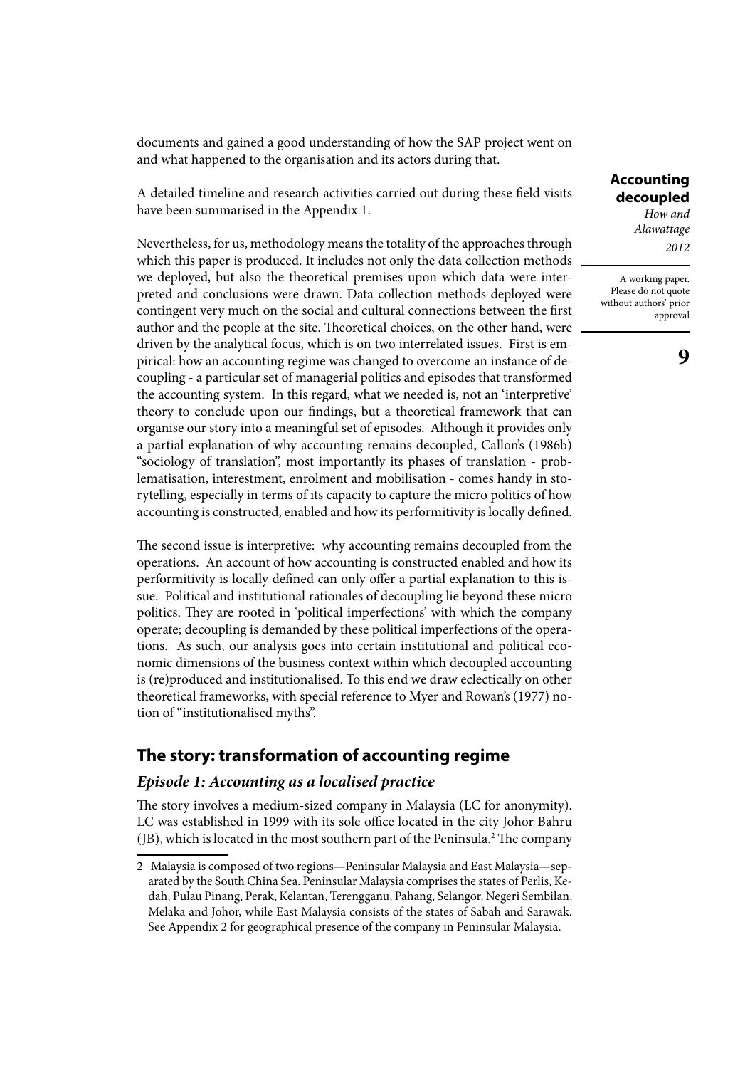documents and gained a good understanding of how the SAP project went on and what happened to the organisation and its actors during that.

A detailed timeline and research activities carried out during these field visits have been summarised in the Appendix 1.

Nevertheless, for us, methodology means the totality of the approaches through which this paper is produced. It includes not only the data collection methods we deployed, but also the theoretical premises upon which data were interpreted and conclusions were drawn. Data collection methods deployed were contingent very much on the social and cultural connections between the first author and the people at the site. Theoretical choices, on the other hand, were driven by the analytical focus, which is on two interrelated issues. First is empirical: how an accounting regime was changed to overcome an instance of decoupling - a particular set of managerial politics and episodes that transformed the accounting system. In this regard, what we needed is, not an 'interpretive' theory to conclude upon our findings, but a theoretical framework that can organise our story into a meaningful set of episodes. Although it provides only a partial explanation of why accounting remains decoupled, Callon's (1986b) "sociology of translation", most importantly its phases of translation - problematisation, interestment, enrolment and mobilisation - comes handy in storytelling, especially in terms of its capacity to capture the micro politics of how accounting is constructed, enabled and how its performitivity is locally defined.

The second issue is interpretive: why accounting remains decoupled from the operations. An account of how accounting is constructed enabled and how its performitivity is locally defined can only offer a partial explanation to this issue. Political and institutional rationales of decoupling lie beyond these micro politics. They are rooted in 'political imperfections' with which the company operate; decoupling is demanded by these political imperfections of the operations. As such, our analysis goes into certain institutional and political economic dimensions of the business context within which decoupled accounting is (re)produced and institutionalised. To this end we draw eclectically on other theoretical frameworks, with special reference to Myer and Rowan's (1977) notion of "institutionalised myths".

## The story: transformation of accounting regime

### *Episode 1: Accounting as a localised practice*

The story involves a medium-sized company in Malaysia (LC for anonymity). LC was established in 1999 with its sole office located in the city Johor Bahru (JB), which is located in the most southern part of the Peninsula.[2] The company

2 Malaysia is composed of two regions—Peninsular Malaysia and East Malaysia—separated by the South China Sea. Peninsular Malaysia comprises the states of Perlis, Kedah, Pulau Pinang, Perak, Kelantan, Terengganu, Pahang, Selangor, Negeri Sembilan, Melaka and Johor, while East Malaysia consists of the states of Sabah and Sarawak. See Appendix 2 for geographical presence of the company in Peninsular Malaysia.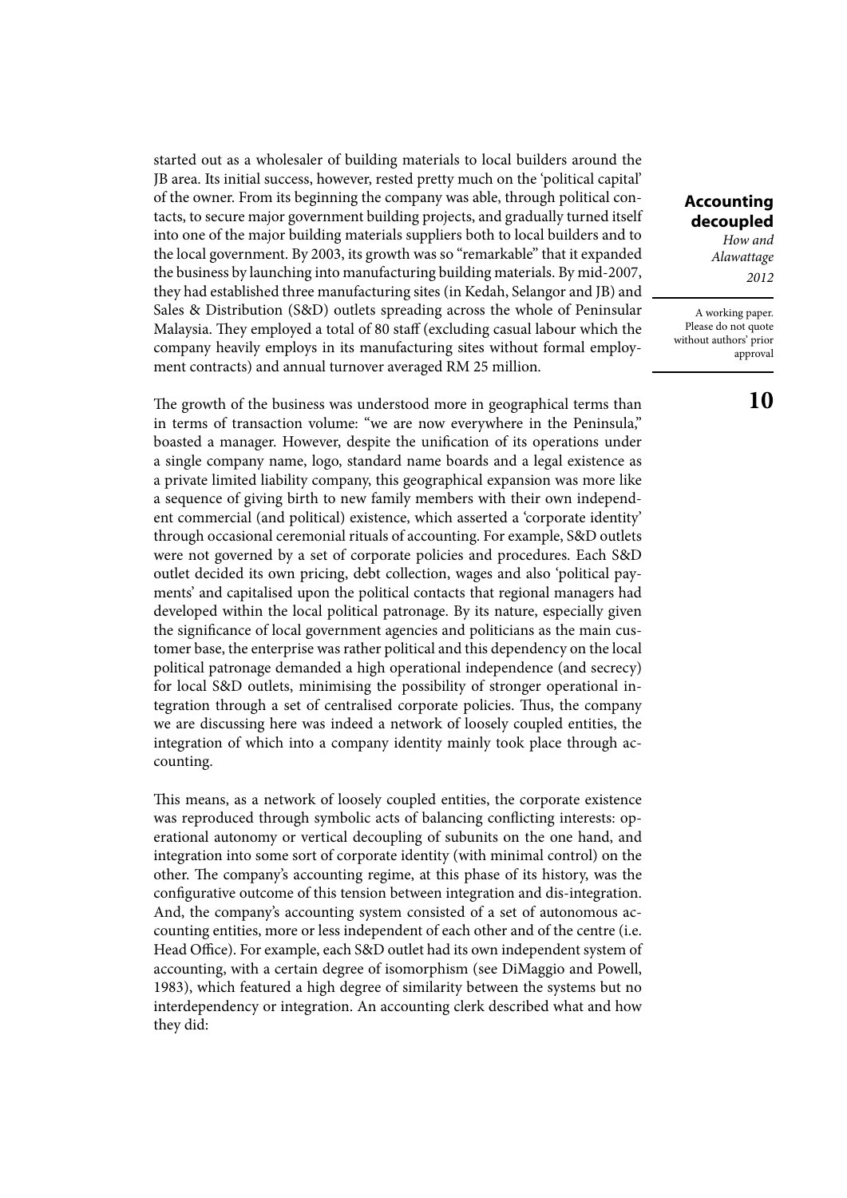started out as a wholesaler of building materials to local builders around the JB area. Its initial success, however, rested pretty much on the 'political capital' of the owner. From its beginning the company was able, through political contacts, to secure major government building projects, and gradually turned itself into one of the major building materials suppliers both to local builders and to the local government. By 2003, its growth was so "remarkable" that it expanded the business by launching into manufacturing building materials. By mid-2007, they had established three manufacturing sites (in Kedah, Selangor and JB) and Sales & Distribution (S&D) outlets spreading across the whole of Peninsular Malaysia. They employed a total of 80 staff (excluding casual labour which the company heavily employs in its manufacturing sites without formal employment contracts) and annual turnover averaged RM 25 million.

The growth of the business was understood more in geographical terms than in terms of transaction volume: "we are now everywhere in the Peninsula," boasted a manager. However, despite the unification of its operations under a single company name, logo, standard name boards and a legal existence as a private limited liability company, this geographical expansion was more like a sequence of giving birth to new family members with their own independent commercial (and political) existence, which asserted a 'corporate identity' through occasional ceremonial rituals of accounting. For example, S&D outlets were not governed by a set of corporate policies and procedures. Each S&D outlet decided its own pricing, debt collection, wages and also 'political payments' and capitalised upon the political contacts that regional managers had developed within the local political patronage. By its nature, especially given the significance of local government agencies and politicians as the main customer base, the enterprise was rather political and this dependency on the local political patronage demanded a high operational independence (and secrecy) for local S&D outlets, minimising the possibility of stronger operational integration through a set of centralised corporate policies. Thus, the company we are discussing here was indeed a network of loosely coupled entities, the integration of which into a company identity mainly took place through accounting.

This means, as a network of loosely coupled entities, the corporate existence was reproduced through symbolic acts of balancing conflicting interests: operational autonomy or vertical decoupling of subunits on the one hand, and integration into some sort of corporate identity (with minimal control) on the other. The company's accounting regime, at this phase of its history, was the configurative outcome of this tension between integration and dis-integration. And, the company's accounting system consisted of a set of autonomous accounting entities, more or less independent of each other and of the centre (i.e. Head Office). For example, each S&D outlet had its own independent system of accounting, with a certain degree of isomorphism (see DiMaggio and Powell, 1983), which featured a high degree of similarity between the systems but no interdependency or integration. An accounting clerk described what and how they did: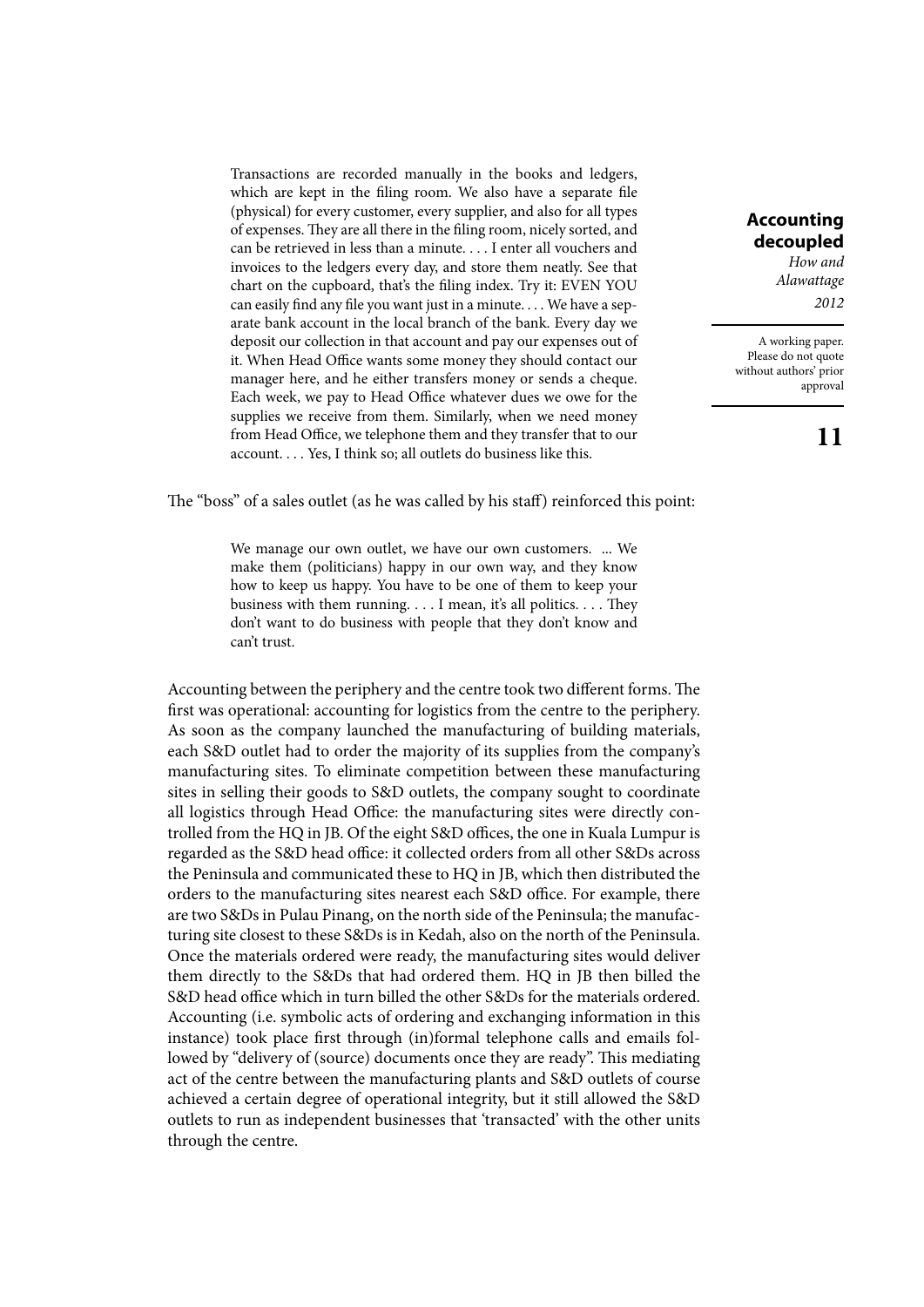> Transactions are recorded manually in the books and ledgers, which are kept in the filing room. We also have a separate file (physical) for every customer, every supplier, and also for all types of expenses. They are all there in the filing room, nicely sorted, and can be retrieved in less than a minute. . . . I enter all vouchers and invoices to the ledgers every day, and store them neatly. See that chart on the cupboard, that's the filing index. Try it: EVEN YOU can easily find any file you want just in a minute. . . . We have a separate bank account in the local branch of the bank. Every day we deposit our collection in that account and pay our expenses out of it. When Head Office wants some money they should contact our manager here, and he either transfers money or sends a cheque. Each week, we pay to Head Office whatever dues we owe for the supplies we receive from them. Similarly, when we need money from Head Office, we telephone them and they transfer that to our account. . . . Yes, I think so; all outlets do business like this.

The "boss" of a sales outlet (as he was called by his staff) reinforced this point:

> We manage our own outlet, we have our own customers. ... We make them (politicians) happy in our own way, and they know how to keep us happy. You have to be one of them to keep your business with them running. . . . I mean, it's all politics. . . . They don't want to do business with people that they don't know and can't trust.

Accounting between the periphery and the centre took two different forms. The first was operational: accounting for logistics from the centre to the periphery. As soon as the company launched the manufacturing of building materials, each S&D outlet had to order the majority of its supplies from the company's manufacturing sites. To eliminate competition between these manufacturing sites in selling their goods to S&D outlets, the company sought to coordinate all logistics through Head Office: the manufacturing sites were directly controlled from the HQ in JB. Of the eight S&D offices, the one in Kuala Lumpur is regarded as the S&D head office: it collected orders from all other S&Ds across the Peninsula and communicated these to HQ in JB, which then distributed the orders to the manufacturing sites nearest each S&D office. For example, there are two S&Ds in Pulau Pinang, on the north side of the Peninsula; the manufacturing site closest to these S&Ds is in Kedah, also on the north of the Peninsula. Once the materials ordered were ready, the manufacturing sites would deliver them directly to the S&Ds that had ordered them. HQ in JB then billed the S&D head office which in turn billed the other S&Ds for the materials ordered. Accounting (i.e. symbolic acts of ordering and exchanging information in this instance) took place first through (in)formal telephone calls and emails followed by "delivery of (source) documents once they are ready". This mediating act of the centre between the manufacturing plants and S&D outlets of course achieved a certain degree of operational integrity, but it still allowed the S&D outlets to run as independent businesses that 'transacted' with the other units through the centre.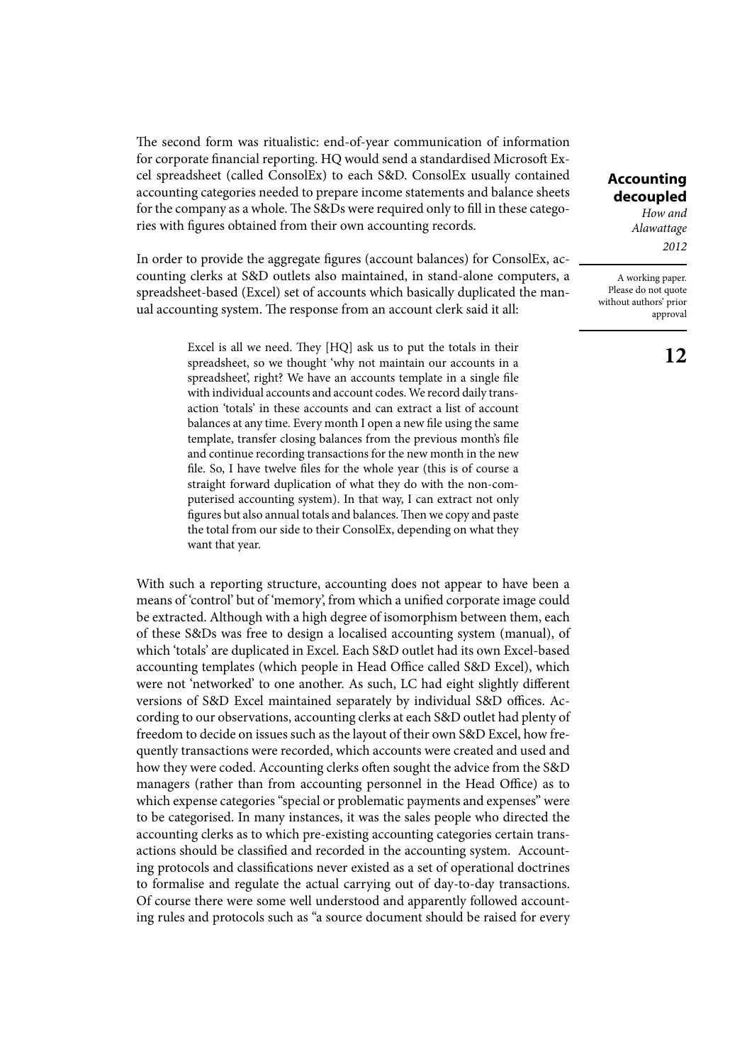The second form was ritualistic: end-of-year communication of information for corporate financial reporting. HQ would send a standardised Microsoft Excel spreadsheet (called ConsolEx) to each S&D. ConsolEx usually contained accounting categories needed to prepare income statements and balance sheets for the company as a whole. The S&Ds were required only to fill in these categories with figures obtained from their own accounting records.

In order to provide the aggregate figures (account balances) for ConsolEx, accounting clerks at S&D outlets also maintained, in stand-alone computers, a spreadsheet-based (Excel) set of accounts which basically duplicated the manual accounting system. The response from an account clerk said it all:

> Excel is all we need. They [HQ] ask us to put the totals in their spreadsheet, so we thought 'why not maintain our accounts in a spreadsheet', right? We have an accounts template in a single file with individual accounts and account codes. We record daily transaction 'totals' in these accounts and can extract a list of account balances at any time. Every month I open a new file using the same template, transfer closing balances from the previous month's file and continue recording transactions for the new month in the new file. So, I have twelve files for the whole year (this is of course a straight forward duplication of what they do with the non-computerised accounting system). In that way, I can extract not only figures but also annual totals and balances. Then we copy and paste the total from our side to their ConsolEx, depending on what they want that year.

With such a reporting structure, accounting does not appear to have been a means of 'control' but of 'memory', from which a unified corporate image could be extracted. Although with a high degree of isomorphism between them, each of these S&Ds was free to design a localised accounting system (manual), of which 'totals' are duplicated in Excel. Each S&D outlet had its own Excel-based accounting templates (which people in Head Office called S&D Excel), which were not 'networked' to one another. As such, LC had eight slightly different versions of S&D Excel maintained separately by individual S&D offices. According to our observations, accounting clerks at each S&D outlet had plenty of freedom to decide on issues such as the layout of their own S&D Excel, how frequently transactions were recorded, which accounts were created and used and how they were coded. Accounting clerks often sought the advice from the S&D managers (rather than from accounting personnel in the Head Office) as to which expense categories "special or problematic payments and expenses" were to be categorised. In many instances, it was the sales people who directed the accounting clerks as to which pre-existing accounting categories certain transactions should be classified and recorded in the accounting system. Accounting protocols and classifications never existed as a set of operational doctrines to formalise and regulate the actual carrying out of day-to-day transactions. Of course there were some well understood and apparently followed accounting rules and protocols such as "a source document should be raised for every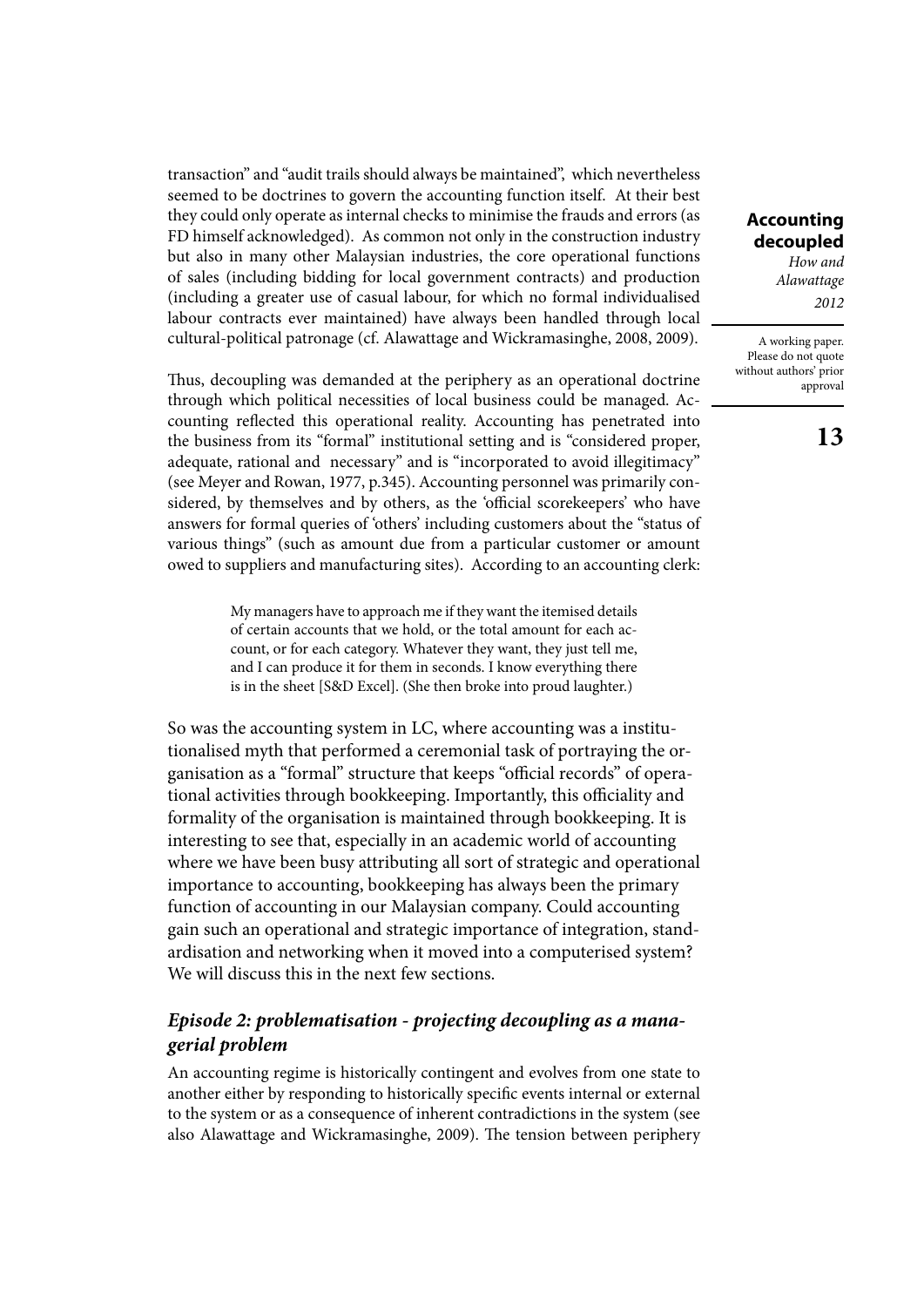transaction" and "audit trails should always be maintained", which nevertheless seemed to be doctrines to govern the accounting function itself. At their best they could only operate as internal checks to minimise the frauds and errors (as FD himself acknowledged). As common not only in the construction industry but also in many other Malaysian industries, the core operational functions of sales (including bidding for local government contracts) and production (including a greater use of casual labour, for which no formal individualised labour contracts ever maintained) have always been handled through local cultural-political patronage (cf. Alawattage and Wickramasinghe, 2008, 2009).

Thus, decoupling was demanded at the periphery as an operational doctrine through which political necessities of local business could be managed. Accounting reflected this operational reality. Accounting has penetrated into the business from its "formal" institutional setting and is "considered proper, adequate, rational and necessary" and is "incorporated to avoid illegitimacy" (see Meyer and Rowan, 1977, p.345). Accounting personnel was primarily considered, by themselves and by others, as the 'official scorekeepers' who have answers for formal queries of 'others' including customers about the "status of various things" (such as amount due from a particular customer or amount owed to suppliers and manufacturing sites). According to an accounting clerk:

> My managers have to approach me if they want the itemised details of certain accounts that we hold, or the total amount for each account, or for each category. Whatever they want, they just tell me, and I can produce it for them in seconds. I know everything there is in the sheet [S&D Excel]. (She then broke into proud laughter.)

So was the accounting system in LC, where accounting was a institutionalised myth that performed a ceremonial task of portraying the organisation as a "formal" structure that keeps "official records" of operational activities through bookkeeping. Importantly, this officiality and formality of the organisation is maintained through bookkeeping. It is interesting to see that, especially in an academic world of accounting where we have been busy attributing all sort of strategic and operational importance to accounting, bookkeeping has always been the primary function of accounting in our Malaysian company. Could accounting gain such an operational and strategic importance of integration, standardisation and networking when it moved into a computerised system? We will discuss this in the next few sections.

### *Episode 2: problematisation - projecting decoupling as a managerial problem*

An accounting regime is historically contingent and evolves from one state to another either by responding to historically specific events internal or external to the system or as a consequence of inherent contradictions in the system (see also Alawattage and Wickramasinghe, 2009). The tension between periphery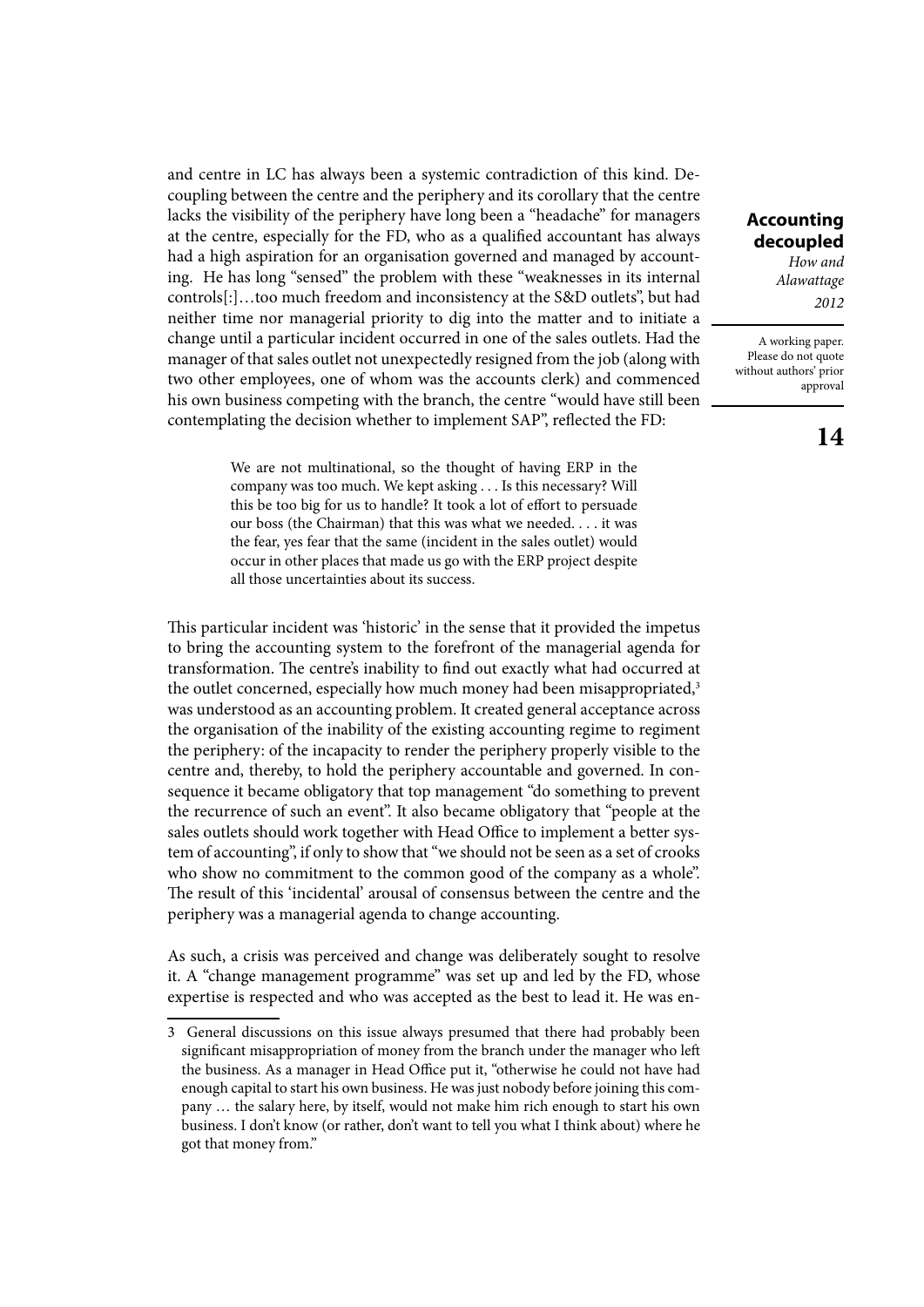and centre in LC has always been a systemic contradiction of this kind. Decoupling between the centre and the periphery and its corollary that the centre lacks the visibility of the periphery have long been a "headache" for managers at the centre, especially for the FD, who as a qualified accountant has always had a high aspiration for an organisation governed and managed by accounting. He has long "sensed" the problem with these "weaknesses in its internal controls[:]…too much freedom and inconsistency at the S&D outlets", but had neither time nor managerial priority to dig into the matter and to initiate a change until a particular incident occurred in one of the sales outlets. Had the manager of that sales outlet not unexpectedly resigned from the job (along with two other employees, one of whom was the accounts clerk) and commenced his own business competing with the branch, the centre "would have still been contemplating the decision whether to implement SAP", reflected the FD:

> We are not multinational, so the thought of having ERP in the company was too much. We kept asking . . . Is this necessary? Will this be too big for us to handle? It took a lot of effort to persuade our boss (the Chairman) that this was what we needed. . . . it was the fear, yes fear that the same (incident in the sales outlet) would occur in other places that made us go with the ERP project despite all those uncertainties about its success.

This particular incident was 'historic' in the sense that it provided the impetus to bring the accounting system to the forefront of the managerial agenda for transformation. The centre's inability to find out exactly what had occurred at the outlet concerned, especially how much money had been misappropriated,[3] was understood as an accounting problem. It created general acceptance across the organisation of the inability of the existing accounting regime to regiment the periphery: of the incapacity to render the periphery properly visible to the centre and, thereby, to hold the periphery accountable and governed. In consequence it became obligatory that top management "do something to prevent the recurrence of such an event". It also became obligatory that "people at the sales outlets should work together with Head Office to implement a better system of accounting", if only to show that "we should not be seen as a set of crooks who show no commitment to the common good of the company as a whole". The result of this 'incidental' arousal of consensus between the centre and the periphery was a managerial agenda to change accounting.

As such, a crisis was perceived and change was deliberately sought to resolve it. A "change management programme" was set up and led by the FD, whose expertise is respected and who was accepted as the best to lead it. He was en-

3 General discussions on this issue always presumed that there had probably been significant misappropriation of money from the branch under the manager who left the business. As a manager in Head Office put it, "otherwise he could not have had enough capital to start his own business. He was just nobody before joining this company … the salary here, by itself, would not make him rich enough to start his own business. I don't know (or rather, don't want to tell you what I think about) where he got that money from."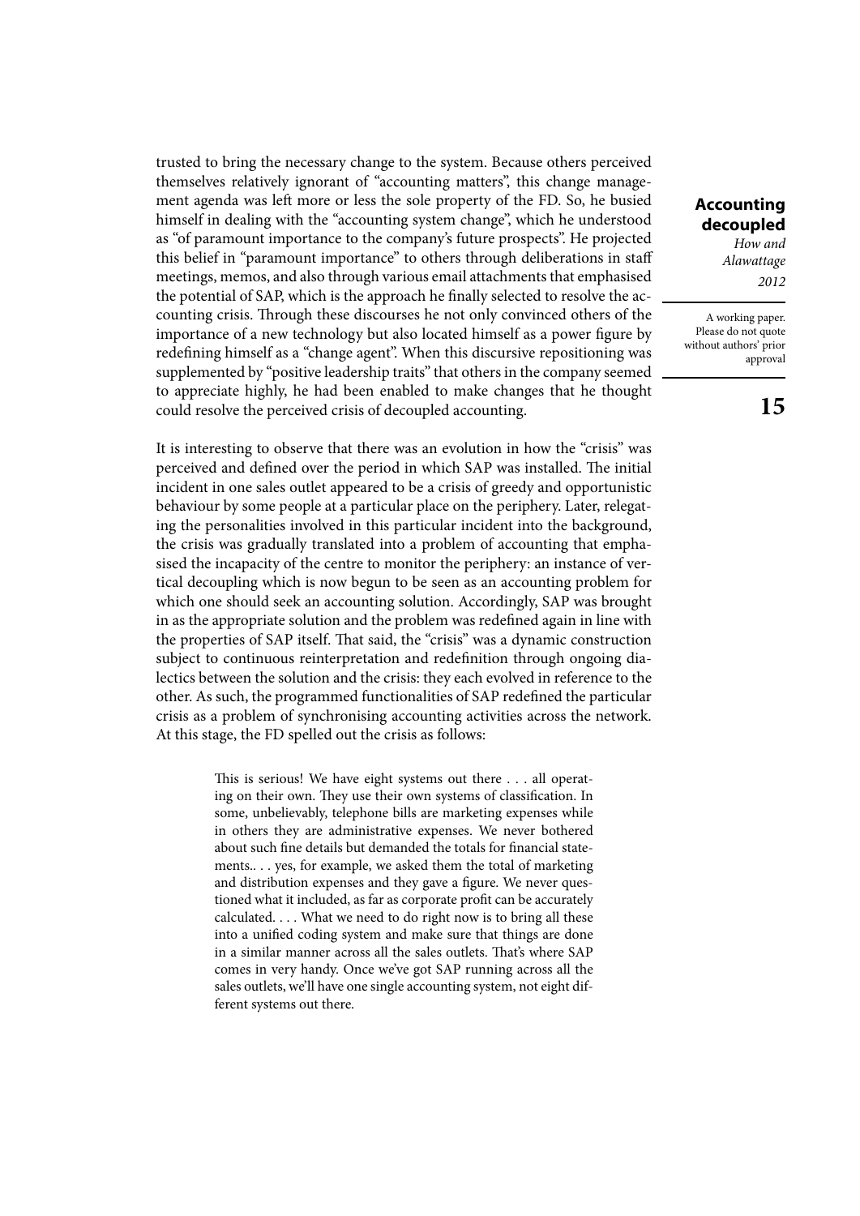trusted to bring the necessary change to the system. Because others perceived themselves relatively ignorant of "accounting matters", this change management agenda was left more or less the sole property of the FD. So, he busied himself in dealing with the "accounting system change", which he understood as "of paramount importance to the company's future prospects". He projected this belief in "paramount importance" to others through deliberations in staff meetings, memos, and also through various email attachments that emphasised the potential of SAP, which is the approach he finally selected to resolve the accounting crisis. Through these discourses he not only convinced others of the importance of a new technology but also located himself as a power figure by redefining himself as a "change agent". When this discursive repositioning was supplemented by "positive leadership traits" that others in the company seemed to appreciate highly, he had been enabled to make changes that he thought could resolve the perceived crisis of decoupled accounting.

It is interesting to observe that there was an evolution in how the "crisis" was perceived and defined over the period in which SAP was installed. The initial incident in one sales outlet appeared to be a crisis of greedy and opportunistic behaviour by some people at a particular place on the periphery. Later, relegating the personalities involved in this particular incident into the background, the crisis was gradually translated into a problem of accounting that emphasised the incapacity of the centre to monitor the periphery: an instance of vertical decoupling which is now begun to be seen as an accounting problem for which one should seek an accounting solution. Accordingly, SAP was brought in as the appropriate solution and the problem was redefined again in line with the properties of SAP itself. That said, the "crisis" was a dynamic construction subject to continuous reinterpretation and redefinition through ongoing dialectics between the solution and the crisis: they each evolved in reference to the other. As such, the programmed functionalities of SAP redefined the particular crisis as a problem of synchronising accounting activities across the network. At this stage, the FD spelled out the crisis as follows:

> This is serious! We have eight systems out there . . . all operating on their own. They use their own systems of classification. In some, unbelievably, telephone bills are marketing expenses while in others they are administrative expenses. We never bothered about such fine details but demanded the totals for financial statements.. . . yes, for example, we asked them the total of marketing and distribution expenses and they gave a figure. We never questioned what it included, as far as corporate profit can be accurately calculated. . . . What we need to do right now is to bring all these into a unified coding system and make sure that things are done in a similar manner across all the sales outlets. That's where SAP comes in very handy. Once we've got SAP running across all the sales outlets, we'll have one single accounting system, not eight different systems out there.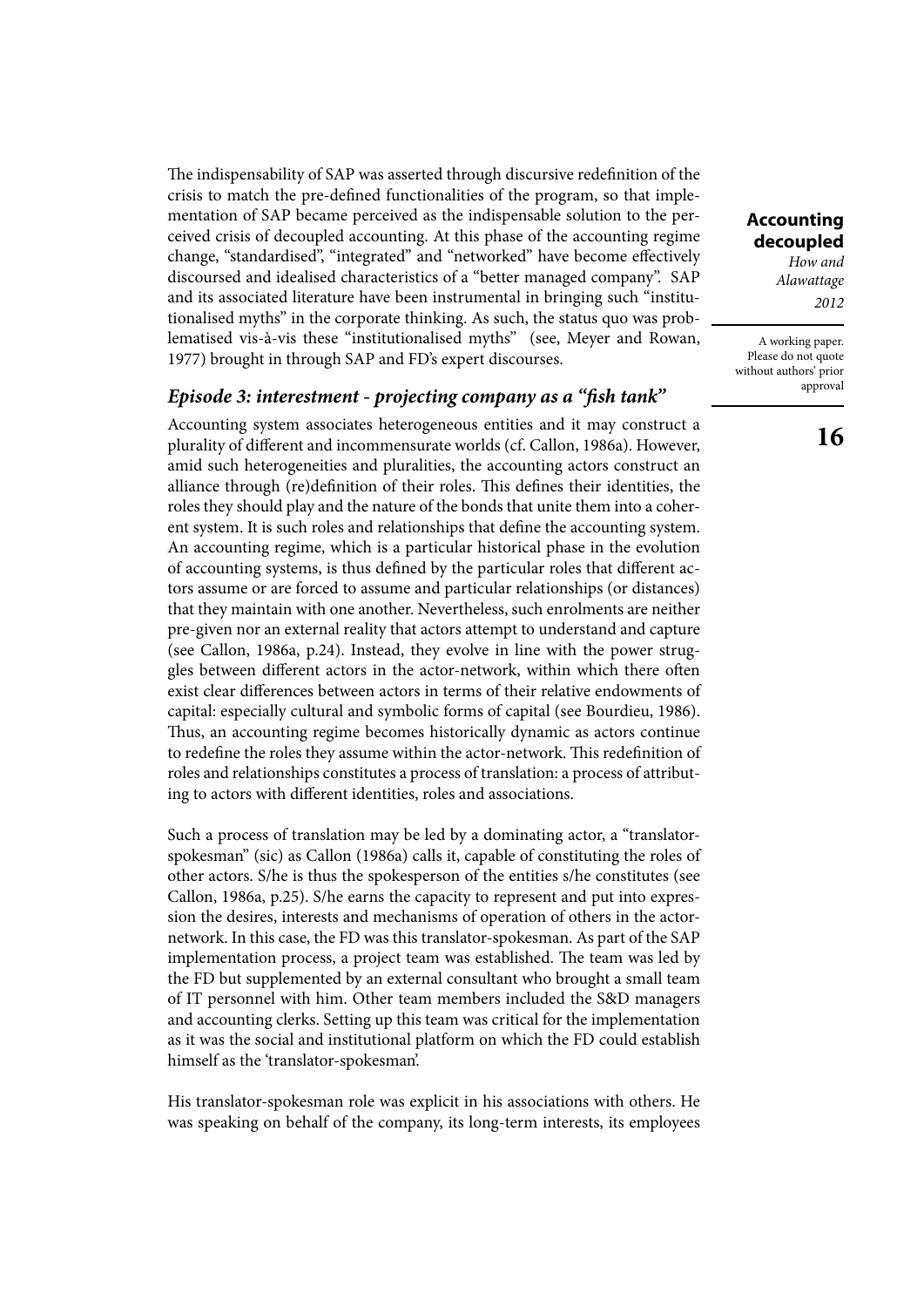The indispensability of SAP was asserted through discursive redefinition of the crisis to match the pre-defined functionalities of the program, so that implementation of SAP became perceived as the indispensable solution to the perceived crisis of decoupled accounting. At this phase of the accounting regime change, "standardised", "integrated" and "networked" have become effectively discoursed and idealised characteristics of a "better managed company". SAP and its associated literature have been instrumental in bringing such "institutionalised myths" in the corporate thinking. As such, the status quo was problematised vis-à-vis these "institutionalised myths" (see, Meyer and Rowan, 1977) brought in through SAP and FD's expert discourses.

### *Episode 3: interestment - projecting company as a "fish tank"*

Accounting system associates heterogeneous entities and it may construct a plurality of different and incommensurate worlds (cf. Callon, 1986a). However, amid such heterogeneities and pluralities, the accounting actors construct an alliance through (re)definition of their roles. This defines their identities, the roles they should play and the nature of the bonds that unite them into a coherent system. It is such roles and relationships that define the accounting system. An accounting regime, which is a particular historical phase in the evolution of accounting systems, is thus defined by the particular roles that different actors assume or are forced to assume and particular relationships (or distances) that they maintain with one another. Nevertheless, such enrolments are neither pre-given nor an external reality that actors attempt to understand and capture (see Callon, 1986a, p.24). Instead, they evolve in line with the power struggles between different actors in the actor-network, within which there often exist clear differences between actors in terms of their relative endowments of capital: especially cultural and symbolic forms of capital (see Bourdieu, 1986). Thus, an accounting regime becomes historically dynamic as actors continue to redefine the roles they assume within the actor-network. This redefinition of roles and relationships constitutes a process of translation: a process of attributing to actors with different identities, roles and associations.

Such a process of translation may be led by a dominating actor, a "translator-spokesman" (sic) as Callon (1986a) calls it, capable of constituting the roles of other actors. S/he is thus the spokesperson of the entities s/he constitutes (see Callon, 1986a, p.25). S/he earns the capacity to represent and put into expression the desires, interests and mechanisms of operation of others in the actor-network. In this case, the FD was this translator-spokesman. As part of the SAP implementation process, a project team was established. The team was led by the FD but supplemented by an external consultant who brought a small team of IT personnel with him. Other team members included the S&D managers and accounting clerks. Setting up this team was critical for the implementation as it was the social and institutional platform on which the FD could establish himself as the 'translator-spokesman'.

His translator-spokesman role was explicit in his associations with others. He was speaking on behalf of the company, its long-term interests, its employees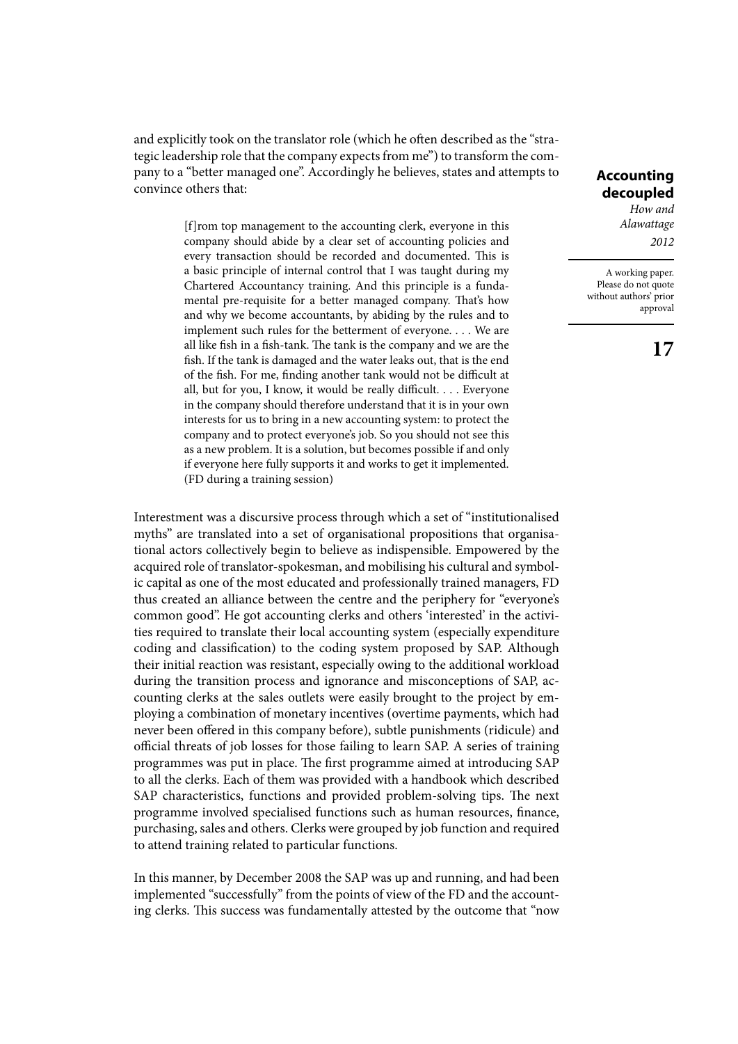and explicitly took on the translator role (which he often described as the "strategic leadership role that the company expects from me") to transform the company to a "better managed one". Accordingly he believes, states and attempts to convince others that:

> [f]rom top management to the accounting clerk, everyone in this company should abide by a clear set of accounting policies and every transaction should be recorded and documented. This is a basic principle of internal control that I was taught during my Chartered Accountancy training. And this principle is a fundamental pre-requisite for a better managed company. That's how and why we become accountants, by abiding by the rules and to implement such rules for the betterment of everyone. . . . We are all like fish in a fish-tank. The tank is the company and we are the fish. If the tank is damaged and the water leaks out, that is the end of the fish. For me, finding another tank would not be difficult at all, but for you, I know, it would be really difficult. . . . Everyone in the company should therefore understand that it is in your own interests for us to bring in a new accounting system: to protect the company and to protect everyone's job. So you should not see this as a new problem. It is a solution, but becomes possible if and only if everyone here fully supports it and works to get it implemented. (FD during a training session)

Interestment was a discursive process through which a set of "institutionalised myths" are translated into a set of organisational propositions that organisational actors collectively begin to believe as indispensible. Empowered by the acquired role of translator-spokesman, and mobilising his cultural and symbolic capital as one of the most educated and professionally trained managers, FD thus created an alliance between the centre and the periphery for "everyone's common good". He got accounting clerks and others 'interested' in the activities required to translate their local accounting system (especially expenditure coding and classification) to the coding system proposed by SAP. Although their initial reaction was resistant, especially owing to the additional workload during the transition process and ignorance and misconceptions of SAP, accounting clerks at the sales outlets were easily brought to the project by employing a combination of monetary incentives (overtime payments, which had never been offered in this company before), subtle punishments (ridicule) and official threats of job losses for those failing to learn SAP. A series of training programmes was put in place. The first programme aimed at introducing SAP to all the clerks. Each of them was provided with a handbook which described SAP characteristics, functions and provided problem-solving tips. The next programme involved specialised functions such as human resources, finance, purchasing, sales and others. Clerks were grouped by job function and required to attend training related to particular functions.

In this manner, by December 2008 the SAP was up and running, and had been implemented "successfully" from the points of view of the FD and the accounting clerks. This success was fundamentally attested by the outcome that "now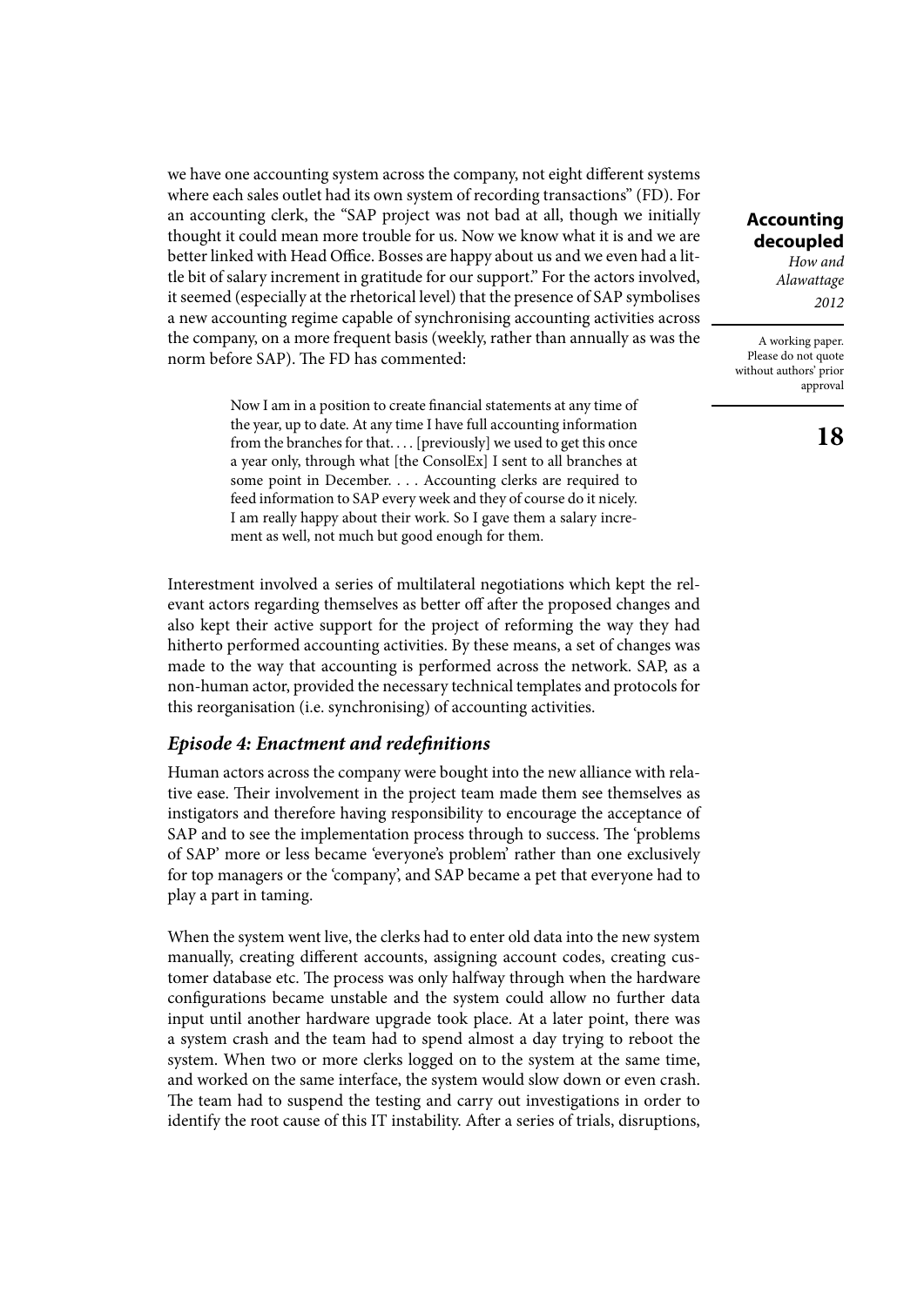we have one accounting system across the company, not eight different systems where each sales outlet had its own system of recording transactions" (FD). For an accounting clerk, the "SAP project was not bad at all, though we initially thought it could mean more trouble for us. Now we know what it is and we are better linked with Head Office. Bosses are happy about us and we even had a little bit of salary increment in gratitude for our support." For the actors involved, it seemed (especially at the rhetorical level) that the presence of SAP symbolises a new accounting regime capable of synchronising accounting activities across the company, on a more frequent basis (weekly, rather than annually as was the norm before SAP). The FD has commented:

> Now I am in a position to create financial statements at any time of the year, up to date. At any time I have full accounting information from the branches for that. . . . [previously] we used to get this once a year only, through what [the ConsolEx] I sent to all branches at some point in December. . . . Accounting clerks are required to feed information to SAP every week and they of course do it nicely. I am really happy about their work. So I gave them a salary increment as well, not much but good enough for them.

Interestment involved a series of multilateral negotiations which kept the relevant actors regarding themselves as better off after the proposed changes and also kept their active support for the project of reforming the way they had hitherto performed accounting activities. By these means, a set of changes was made to the way that accounting is performed across the network. SAP, as a non-human actor, provided the necessary technical templates and protocols for this reorganisation (i.e. synchronising) of accounting activities.

### *Episode 4: Enactment and redefinitions*

Human actors across the company were bought into the new alliance with relative ease. Their involvement in the project team made them see themselves as instigators and therefore having responsibility to encourage the acceptance of SAP and to see the implementation process through to success. The 'problems of SAP' more or less became 'everyone's problem' rather than one exclusively for top managers or the 'company', and SAP became a pet that everyone had to play a part in taming.

When the system went live, the clerks had to enter old data into the new system manually, creating different accounts, assigning account codes, creating customer database etc. The process was only halfway through when the hardware configurations became unstable and the system could allow no further data input until another hardware upgrade took place. At a later point, there was a system crash and the team had to spend almost a day trying to reboot the system. When two or more clerks logged on to the system at the same time, and worked on the same interface, the system would slow down or even crash. The team had to suspend the testing and carry out investigations in order to identify the root cause of this IT instability. After a series of trials, disruptions,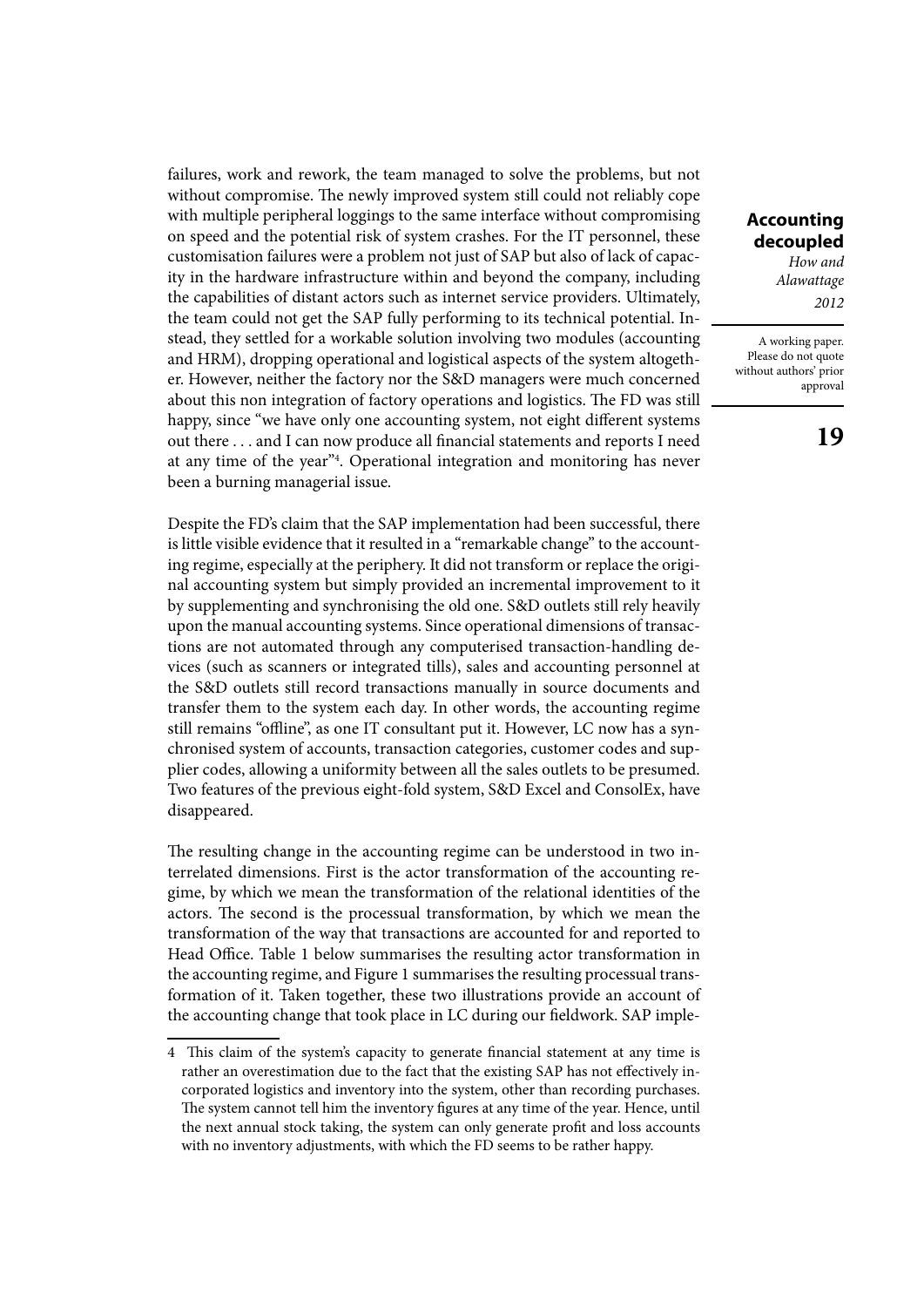failures, work and rework, the team managed to solve the problems, but not without compromise. The newly improved system still could not reliably cope with multiple peripheral loggings to the same interface without compromising on speed and the potential risk of system crashes. For the IT personnel, these customisation failures were a problem not just of SAP but also of lack of capacity in the hardware infrastructure within and beyond the company, including the capabilities of distant actors such as internet service providers. Ultimately, the team could not get the SAP fully performing to its technical potential. Instead, they settled for a workable solution involving two modules (accounting and HRM), dropping operational and logistical aspects of the system altogether. However, neither the factory nor the S&D managers were much concerned about this non integration of factory operations and logistics. The FD was still happy, since "we have only one accounting system, not eight different systems out there . . . and I can now produce all financial statements and reports I need at any time of the year"[4]. Operational integration and monitoring has never been a burning managerial issue.

Despite the FD's claim that the SAP implementation had been successful, there is little visible evidence that it resulted in a "remarkable change" to the accounting regime, especially at the periphery. It did not transform or replace the original accounting system but simply provided an incremental improvement to it by supplementing and synchronising the old one. S&D outlets still rely heavily upon the manual accounting systems. Since operational dimensions of transactions are not automated through any computerised transaction-handling devices (such as scanners or integrated tills), sales and accounting personnel at the S&D outlets still record transactions manually in source documents and transfer them to the system each day. In other words, the accounting regime still remains "offline", as one IT consultant put it. However, LC now has a synchronised system of accounts, transaction categories, customer codes and supplier codes, allowing a uniformity between all the sales outlets to be presumed. Two features of the previous eight-fold system, S&D Excel and ConsolEx, have disappeared.

The resulting change in the accounting regime can be understood in two interrelated dimensions. First is the actor transformation of the accounting regime, by which we mean the transformation of the relational identities of the actors. The second is the processual transformation, by which we mean the transformation of the way that transactions are accounted for and reported to Head Office. Table 1 below summarises the resulting actor transformation in the accounting regime, and Figure 1 summarises the resulting processual transformation of it. Taken together, these two illustrations provide an account of the accounting change that took place in LC during our fieldwork. SAP imple-

---

4 This claim of the system's capacity to generate financial statement at any time is rather an overestimation due to the fact that the existing SAP has not effectively incorporated logistics and inventory into the system, other than recording purchases. The system cannot tell him the inventory figures at any time of the year. Hence, until the next annual stock taking, the system can only generate profit and loss accounts with no inventory adjustments, with which the FD seems to be rather happy.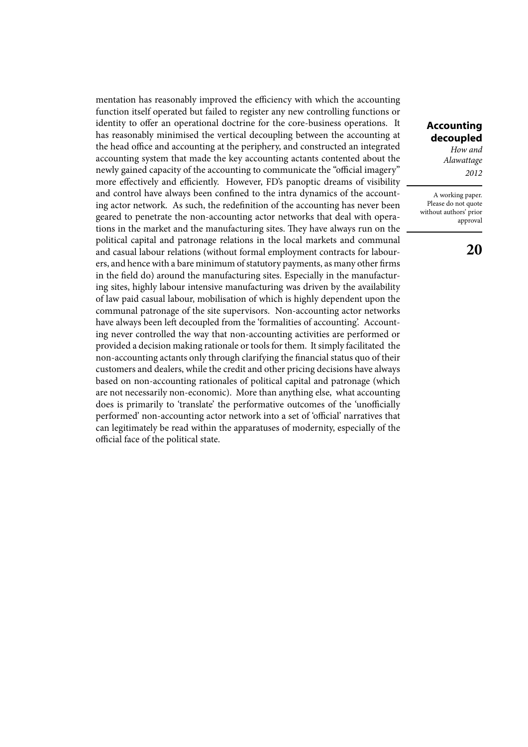mentation has reasonably improved the efficiency with which the accounting function itself operated but failed to register any new controlling functions or identity to offer an operational doctrine for the core-business operations. It has reasonably minimised the vertical decoupling between the accounting at the head office and accounting at the periphery, and constructed an integrated accounting system that made the key accounting actants contented about the newly gained capacity of the accounting to communicate the "official imagery" more effectively and efficiently. However, FD's panoptic dreams of visibility and control have always been confined to the intra dynamics of the accounting actor network. As such, the redefinition of the accounting has never been geared to penetrate the non-accounting actor networks that deal with operations in the market and the manufacturing sites. They have always run on the political capital and patronage relations in the local markets and communal and casual labour relations (without formal employment contracts for labourers, and hence with a bare minimum of statutory payments, as many other firms in the field do) around the manufacturing sites. Especially in the manufacturing sites, highly labour intensive manufacturing was driven by the availability of law paid casual labour, mobilisation of which is highly dependent upon the communal patronage of the site supervisors. Non-accounting actor networks have always been left decoupled from the 'formalities of accounting'. Accounting never controlled the way that non-accounting activities are performed or provided a decision making rationale or tools for them. It simply facilitated the non-accounting actants only through clarifying the financial status quo of their customers and dealers, while the credit and other pricing decisions have always based on non-accounting rationales of political capital and patronage (which are not necessarily non-economic). More than anything else, what accounting does is primarily to 'translate' the performative outcomes of the 'unofficially performed' non-accounting actor network into a set of 'official' narratives that can legitimately be read within the apparatuses of modernity, especially of the official face of the political state.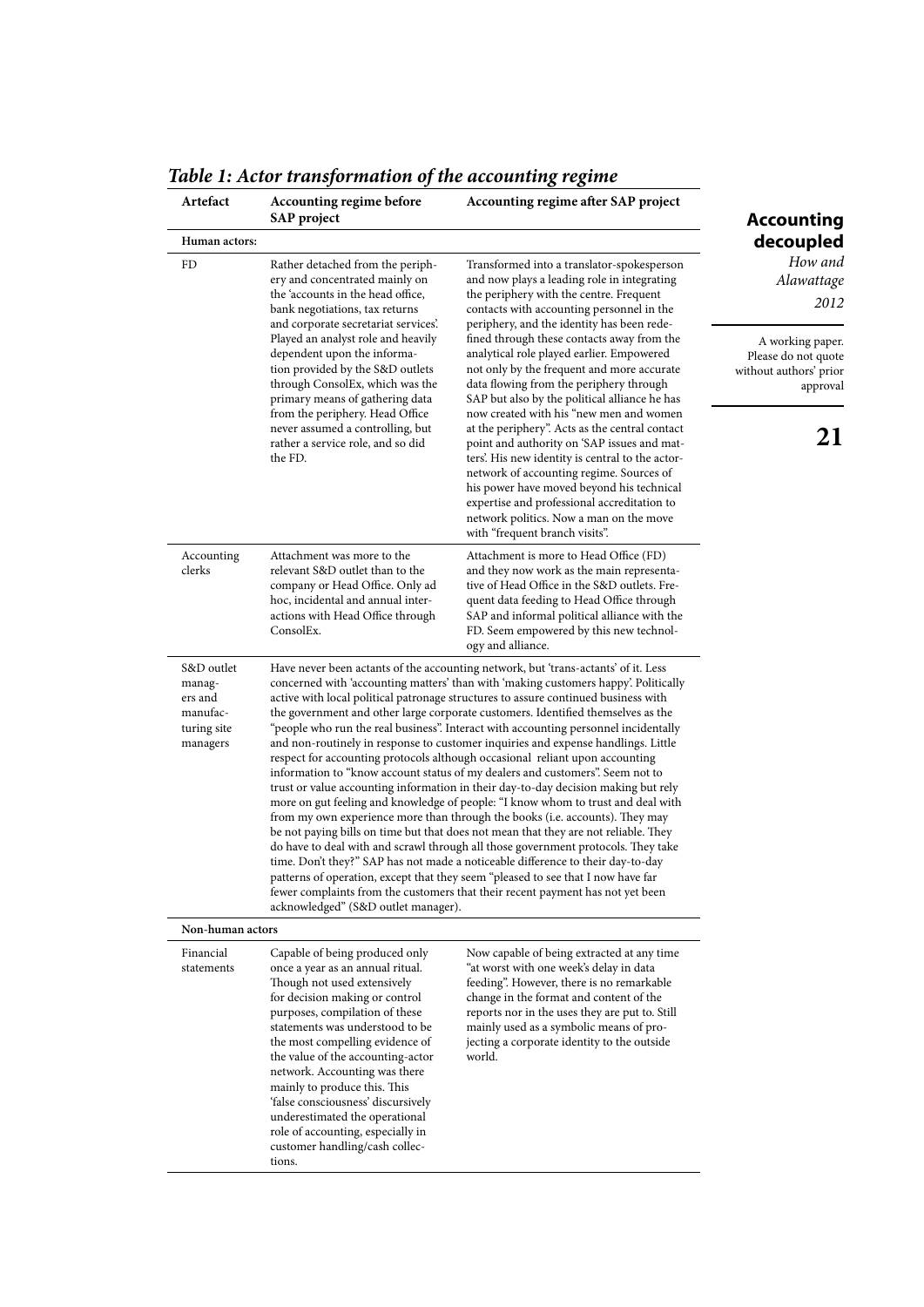## Table 1: Actor transformation of the accounting regime

| Artefact | Accounting regime before SAP project | Accounting regime after SAP project |
|---|---|---|
| **Human actors:** | | |
| FD | Rather detached from the periphery and concentrated mainly on the 'accounts in the head office, bank negotiations, tax returns and corporate secretariat services'. Played an analyst role and heavily dependent upon the information provided by the S&D outlets through ConsolEx, which was the primary means of gathering data from the periphery. Head Office never assumed a controlling, but rather a service role, and so did the FD. | Transformed into a translator-spokesperson and now plays a leading role in integrating the periphery with the centre. Frequent contacts with accounting personnel in the periphery, and the identity has been redefined through these contacts away from the analytical role played earlier. Empowered not only by the frequent and more accurate data flowing from the periphery through SAP but also by the political alliance he has now created with his "new men and women at the periphery". Acts as the central contact point and authority on 'SAP issues and matters'. His new identity is central to the actor-network of accounting regime. Sources of his power have moved beyond his technical expertise and professional accreditation to network politics. Now a man on the move with "frequent branch visits". |
| Accounting clerks | Attachment was more to the relevant S&D outlet than to the company or Head Office. Only ad hoc, incidental and annual interactions with Head Office through ConsolEx. | Attachment is more to Head Office (FD) and they now work as the main representative of Head Office in the S&D outlets. Frequent data feeding to Head Office through SAP and informal political alliance with the FD. Seem empowered by this new technology and alliance. |
| S&D outlet managers and manufacturing site managers | Have never been actants of the accounting network, but 'trans-actants' of it. Less concerned with 'accounting matters' than with 'making customers happy'. Politically active with local political patronage structures to assure continued business with the government and other large corporate customers. Identified themselves as the "people who run the real business". Interact with accounting personnel incidentally and non-routinely in response to customer inquiries and expense handlings. Little respect for accounting protocols although occasional reliant upon accounting information to "know account status of my dealers and customers". Seem not to trust or value accounting information in their day-to-day decision making but rely more on gut feeling and knowledge of people: "I know whom to trust and deal with from my own experience more than through the books (i.e. accounts). They may be not paying bills on time but that does not mean that they are not reliable. They do have to deal with and scrawl through all those government protocols. They take time. Don't they?" SAP has not made a noticeable difference to their day-to-day patterns of operation, except that they seem "pleased to see that I now have far fewer complaints from the customers that their recent payment has not yet been acknowledged" (S&D outlet manager). | |
| **Non-human actors** | | |
| Financial statements | Capable of being produced only once a year as an annual ritual. Though not used extensively for decision making or control purposes, compilation of these statements was understood to be the most compelling evidence of the value of the accounting-actor network. Accounting was there mainly to produce this. This 'false consciousness' discursively underestimated the operational role of accounting, especially in customer handling/cash collections. | Now capable of being extracted at any time "at worst with one week's delay in data feeding". However, there is no remarkable change in the format and content of the reports nor in the uses they are put to. Still mainly used as a symbolic means of projecting a corporate identity to the outside world. |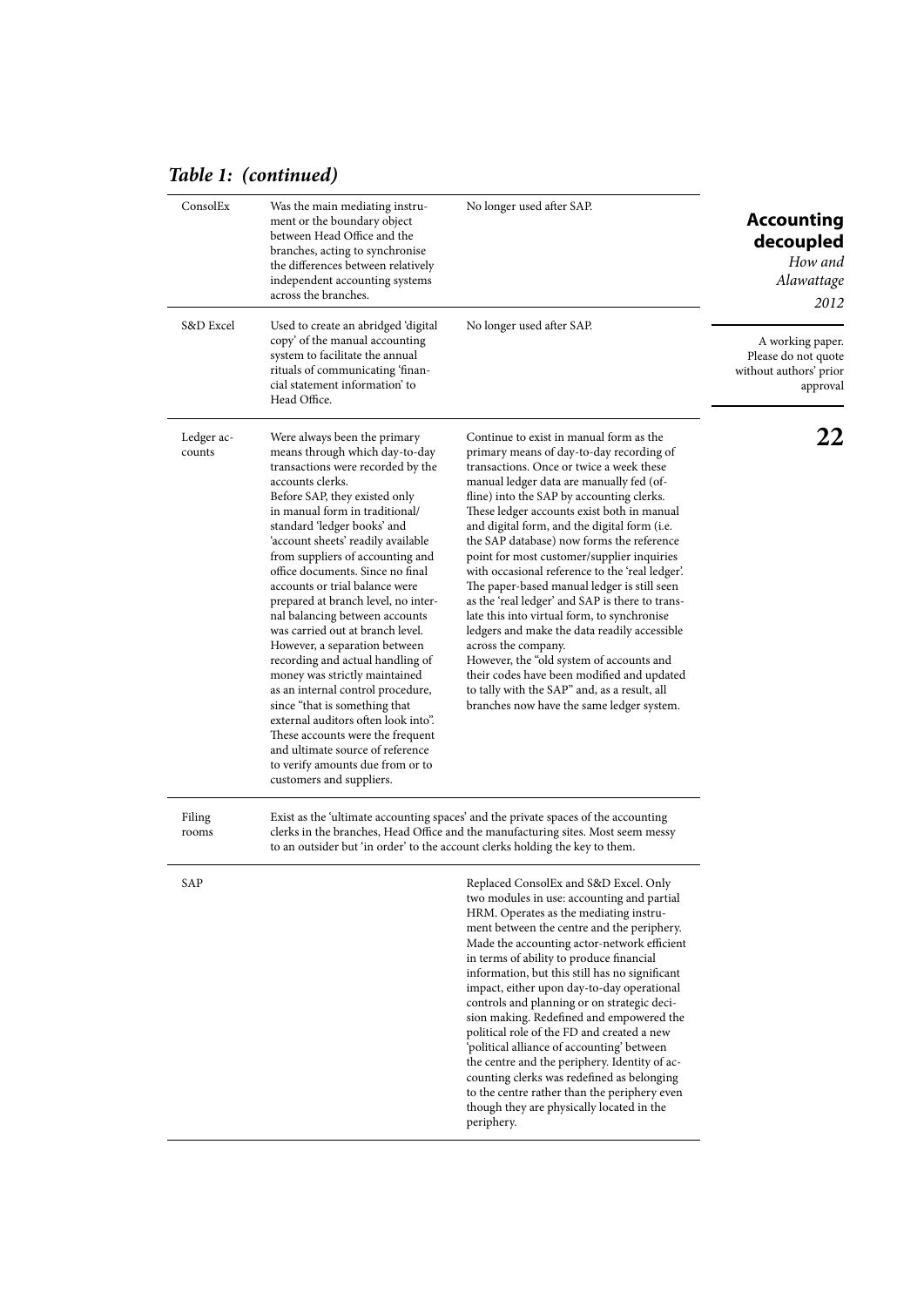## *Table 1: (continued)*

| | | |
|---|---|---|
| ConsolEx | Was the main mediating instrument or the boundary object between Head Office and the branches, acting to synchronise the differences between relatively independent accounting systems across the branches. | No longer used after SAP. |
| S&D Excel | Used to create an abridged 'digital copy' of the manual accounting system to facilitate the annual rituals of communicating 'financial statement information' to Head Office. | No longer used after SAP. |
| Ledger accounts | Were always been the primary means through which day-to-day transactions were recorded by the accounts clerks. Before SAP, they existed only in manual form in traditional/ standard 'ledger books' and 'account sheets' readily available from suppliers of accounting and office documents. Since no final accounts or trial balance were prepared at branch level, no internal balancing between accounts was carried out at branch level. However, a separation between recording and actual handling of money was strictly maintained as an internal control procedure, since "that is something that external auditors often look into". These accounts were the frequent and ultimate source of reference to verify amounts due from or to customers and suppliers. | Continue to exist in manual form as the primary means of day-to-day recording of transactions. Once or twice a week these manual ledger data are manually fed (offline) into the SAP by accounting clerks. These ledger accounts exist both in manual and digital form, and the digital form (i.e. the SAP database) now forms the reference point for most customer/supplier inquiries with occasional reference to the 'real ledger'. The paper-based manual ledger is still seen as the 'real ledger' and SAP is there to translate this into virtual form, to synchronise ledgers and make the data readily accessible across the company. However, the "old system of accounts and their codes have been modified and updated to tally with the SAP" and, as a result, all branches now have the same ledger system. |
| Filing rooms | Exist as the 'ultimate accounting spaces' and the private spaces of the accounting clerks in the branches, Head Office and the manufacturing sites. Most seem messy to an outsider but 'in order' to the account clerks holding the key to them. | |
| SAP | | Replaced ConsolEx and S&D Excel. Only two modules in use: accounting and partial HRM. Operates as the mediating instrument between the centre and the periphery. Made the accounting actor-network efficient in terms of ability to produce financial information, but this still has no significant impact, either upon day-to-day operational controls and planning or on strategic decision making. Redefined and empowered the political role of the FD and created a new 'political alliance of accounting' between the centre and the periphery. Identity of accounting clerks was redefined as belonging to the centre rather than the periphery even though they are physically located in the periphery. |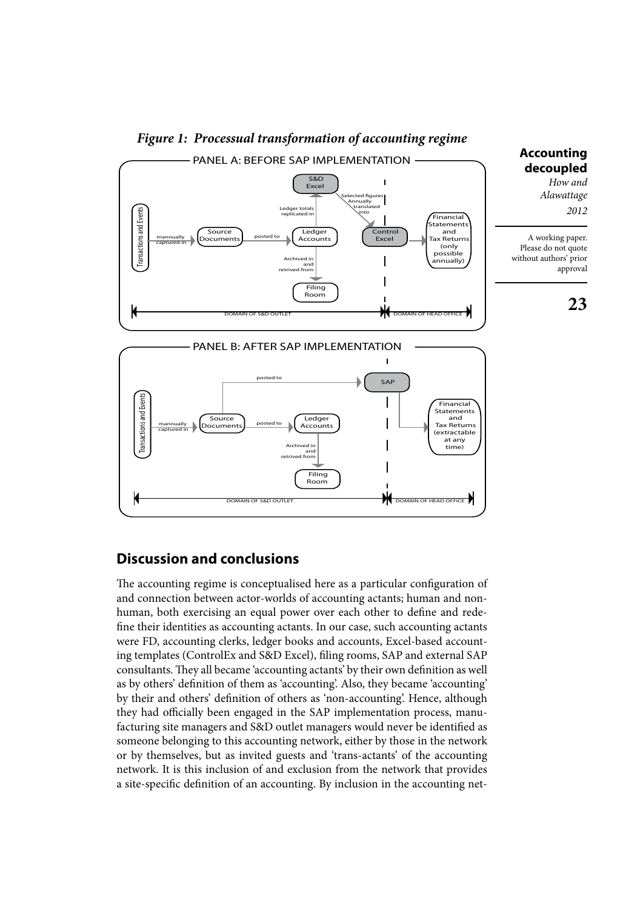*Figure 1: Processual transformation of accounting regime*

## Discussion and conclusions

The accounting regime is conceptualised here as a particular configuration of and connection between actor-worlds of accounting actants; human and non-human, both exercising an equal power over each other to define and redefine their identities as accounting actants. In our case, such accounting actants were FD, accounting clerks, ledger books and accounts, Excel-based accounting templates (ControlEx and S&D Excel), filing rooms, SAP and external SAP consultants. They all became 'accounting actants' by their own definition as well as by others' definition of them as 'accounting'. Also, they became 'accounting' by their and others' definition of others as 'non-accounting'. Hence, although they had officially been engaged in the SAP implementation process, manufacturing site managers and S&D outlet managers would never be identified as someone belonging to this accounting network, either by those in the network or by themselves, but as invited guests and 'trans-actants' of the accounting network. It is this inclusion of and exclusion from the network that provides a site-specific definition of an accounting. By inclusion in the accounting net-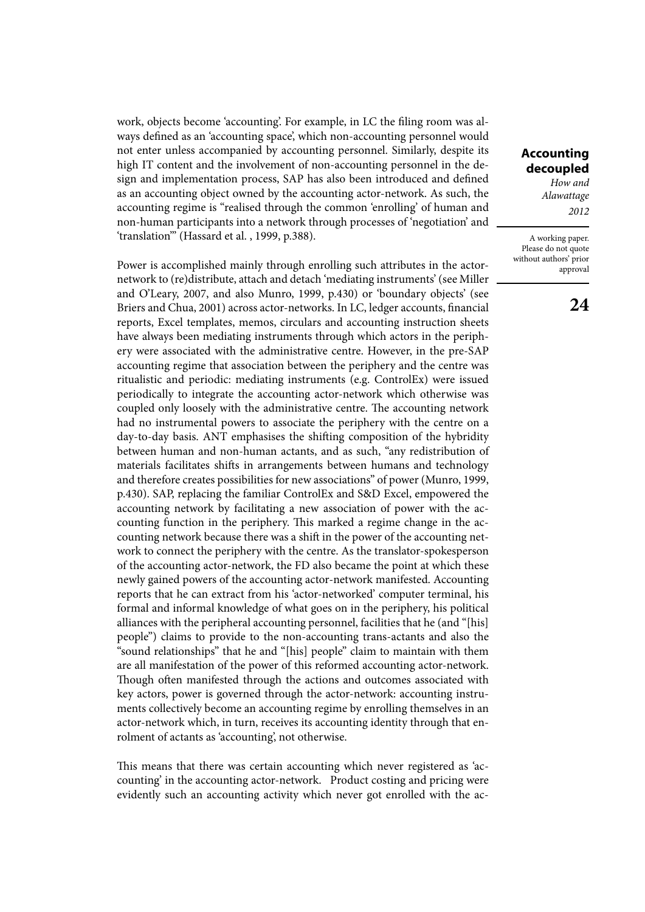work, objects become 'accounting'. For example, in LC the filing room was always defined as an 'accounting space', which non-accounting personnel would not enter unless accompanied by accounting personnel. Similarly, despite its high IT content and the involvement of non-accounting personnel in the design and implementation process, SAP has also been introduced and defined as an accounting object owned by the accounting actor-network. As such, the accounting regime is "realised through the common 'enrolling' of human and non-human participants into a network through processes of 'negotiation' and 'translation'" (Hassard et al. , 1999, p.388).

Power is accomplished mainly through enrolling such attributes in the actor-network to (re)distribute, attach and detach 'mediating instruments' (see Miller and O'Leary, 2007, and also Munro, 1999, p.430) or 'boundary objects' (see Briers and Chua, 2001) across actor-networks. In LC, ledger accounts, financial reports, Excel templates, memos, circulars and accounting instruction sheets have always been mediating instruments through which actors in the periphery were associated with the administrative centre. However, in the pre-SAP accounting regime that association between the periphery and the centre was ritualistic and periodic: mediating instruments (e.g. ControlEx) were issued periodically to integrate the accounting actor-network which otherwise was coupled only loosely with the administrative centre. The accounting network had no instrumental powers to associate the periphery with the centre on a day-to-day basis. ANT emphasises the shifting composition of the hybridity between human and non-human actants, and as such, "any redistribution of materials facilitates shifts in arrangements between humans and technology and therefore creates possibilities for new associations" of power (Munro, 1999, p.430). SAP, replacing the familiar ControlEx and S&D Excel, empowered the accounting network by facilitating a new association of power with the accounting function in the periphery. This marked a regime change in the accounting network because there was a shift in the power of the accounting network to connect the periphery with the centre. As the translator-spokesperson of the accounting actor-network, the FD also became the point at which these newly gained powers of the accounting actor-network manifested. Accounting reports that he can extract from his 'actor-networked' computer terminal, his formal and informal knowledge of what goes on in the periphery, his political alliances with the peripheral accounting personnel, facilities that he (and "[his] people") claims to provide to the non-accounting trans-actants and also the "sound relationships" that he and "[his] people" claim to maintain with them are all manifestation of the power of this reformed accounting actor-network. Though often manifested through the actions and outcomes associated with key actors, power is governed through the actor-network: accounting instruments collectively become an accounting regime by enrolling themselves in an actor-network which, in turn, receives its accounting identity through that enrolment of actants as 'accounting', not otherwise.

This means that there was certain accounting which never registered as 'accounting' in the accounting actor-network. Product costing and pricing were evidently such an accounting activity which never got enrolled with the ac-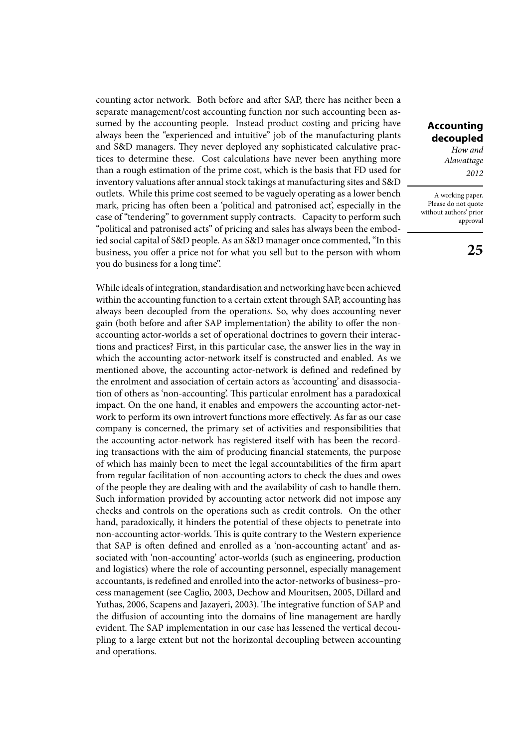counting actor network. Both before and after SAP, there has neither been a separate management/cost accounting function nor such accounting been assumed by the accounting people. Instead product costing and pricing have always been the "experienced and intuitive" job of the manufacturing plants and S&D managers. They never deployed any sophisticated calculative practices to determine these. Cost calculations have never been anything more than a rough estimation of the prime cost, which is the basis that FD used for inventory valuations after annual stock takings at manufacturing sites and S&D outlets. While this prime cost seemed to be vaguely operating as a lower bench mark, pricing has often been a 'political and patronised act', especially in the case of "tendering" to government supply contracts. Capacity to perform such "political and patronised acts" of pricing and sales has always been the embodied social capital of S&D people. As an S&D manager once commented, "In this business, you offer a price not for what you sell but to the person with whom you do business for a long time".

While ideals of integration, standardisation and networking have been achieved within the accounting function to a certain extent through SAP, accounting has always been decoupled from the operations. So, why does accounting never gain (both before and after SAP implementation) the ability to offer the non-accounting actor-worlds a set of operational doctrines to govern their interactions and practices? First, in this particular case, the answer lies in the way in which the accounting actor-network itself is constructed and enabled. As we mentioned above, the accounting actor-network is defined and redefined by the enrolment and association of certain actors as 'accounting' and disassociation of others as 'non-accounting'. This particular enrolment has a paradoxical impact. On the one hand, it enables and empowers the accounting actor-network to perform its own introvert functions more effectively. As far as our case company is concerned, the primary set of activities and responsibilities that the accounting actor-network has registered itself with has been the recording transactions with the aim of producing financial statements, the purpose of which has mainly been to meet the legal accountabilities of the firm apart from regular facilitation of non-accounting actors to check the dues and owes of the people they are dealing with and the availability of cash to handle them. Such information provided by accounting actor network did not impose any checks and controls on the operations such as credit controls. On the other hand, paradoxically, it hinders the potential of these objects to penetrate into non-accounting actor-worlds. This is quite contrary to the Western experience that SAP is often defined and enrolled as a 'non-accounting actant' and associated with 'non-accounting' actor-worlds (such as engineering, production and logistics) where the role of accounting personnel, especially management accountants, is redefined and enrolled into the actor-networks of business–process management (see Caglio, 2003, Dechow and Mouritsen, 2005, Dillard and Yuthas, 2006, Scapens and Jazayeri, 2003). The integrative function of SAP and the diffusion of accounting into the domains of line management are hardly evident. The SAP implementation in our case has lessened the vertical decoupling to a large extent but not the horizontal decoupling between accounting and operations.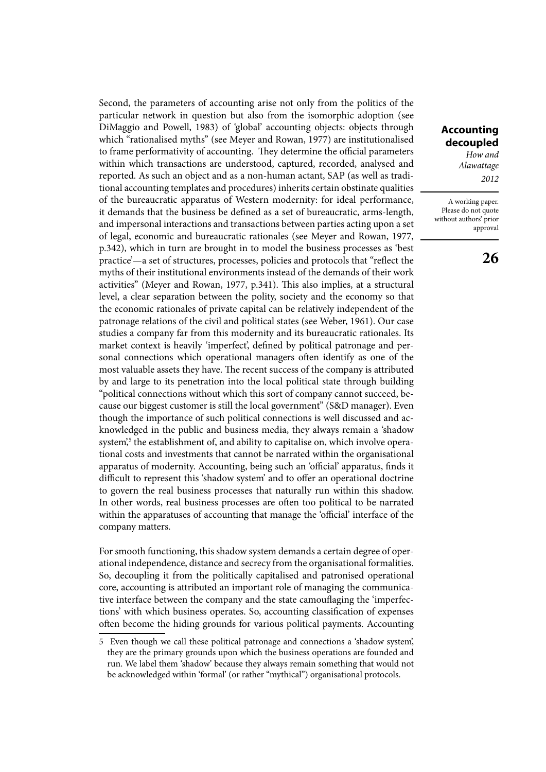Second, the parameters of accounting arise not only from the politics of the particular network in question but also from the isomorphic adoption (see DiMaggio and Powell, 1983) of 'global' accounting objects: objects through which "rationalised myths" (see Meyer and Rowan, 1977) are institutionalised to frame performativity of accounting. They determine the official parameters within which transactions are understood, captured, recorded, analysed and reported. As such an object and as a non-human actant, SAP (as well as traditional accounting templates and procedures) inherits certain obstinate qualities of the bureaucratic apparatus of Western modernity: for ideal performance, it demands that the business be defined as a set of bureaucratic, arms-length, and impersonal interactions and transactions between parties acting upon a set of legal, economic and bureaucratic rationales (see Meyer and Rowan, 1977, p.342), which in turn are brought in to model the business processes as 'best practice'—a set of structures, processes, policies and protocols that "reflect the myths of their institutional environments instead of the demands of their work activities" (Meyer and Rowan, 1977, p.341). This also implies, at a structural level, a clear separation between the polity, society and the economy so that the economic rationales of private capital can be relatively independent of the patronage relations of the civil and political states (see Weber, 1961). Our case studies a company far from this modernity and its bureaucratic rationales. Its market context is heavily 'imperfect', defined by political patronage and personal connections which operational managers often identify as one of the most valuable assets they have. The recent success of the company is attributed by and large to its penetration into the local political state through building "political connections without which this sort of company cannot succeed, because our biggest customer is still the local government" (S&D manager). Even though the importance of such political connections is well discussed and acknowledged in the public and business media, they always remain a 'shadow system',[5] the establishment of, and ability to capitalise on, which involve operational costs and investments that cannot be narrated within the organisational apparatus of modernity. Accounting, being such an 'official' apparatus, finds it difficult to represent this 'shadow system' and to offer an operational doctrine to govern the real business processes that naturally run within this shadow. In other words, real business processes are often too political to be narrated within the apparatuses of accounting that manage the 'official' interface of the company matters.

For smooth functioning, this shadow system demands a certain degree of operational independence, distance and secrecy from the organisational formalities. So, decoupling it from the politically capitalised and patronised operational core, accounting is attributed an important role of managing the communicative interface between the company and the state camouflaging the 'imperfections' with which business operates. So, accounting classification of expenses often become the hiding grounds for various political payments. Accounting

5 Even though we call these political patronage and connections a 'shadow system', they are the primary grounds upon which the business operations are founded and run. We label them 'shadow' because they always remain something that would not be acknowledged within 'formal' (or rather "mythical") organisational protocols.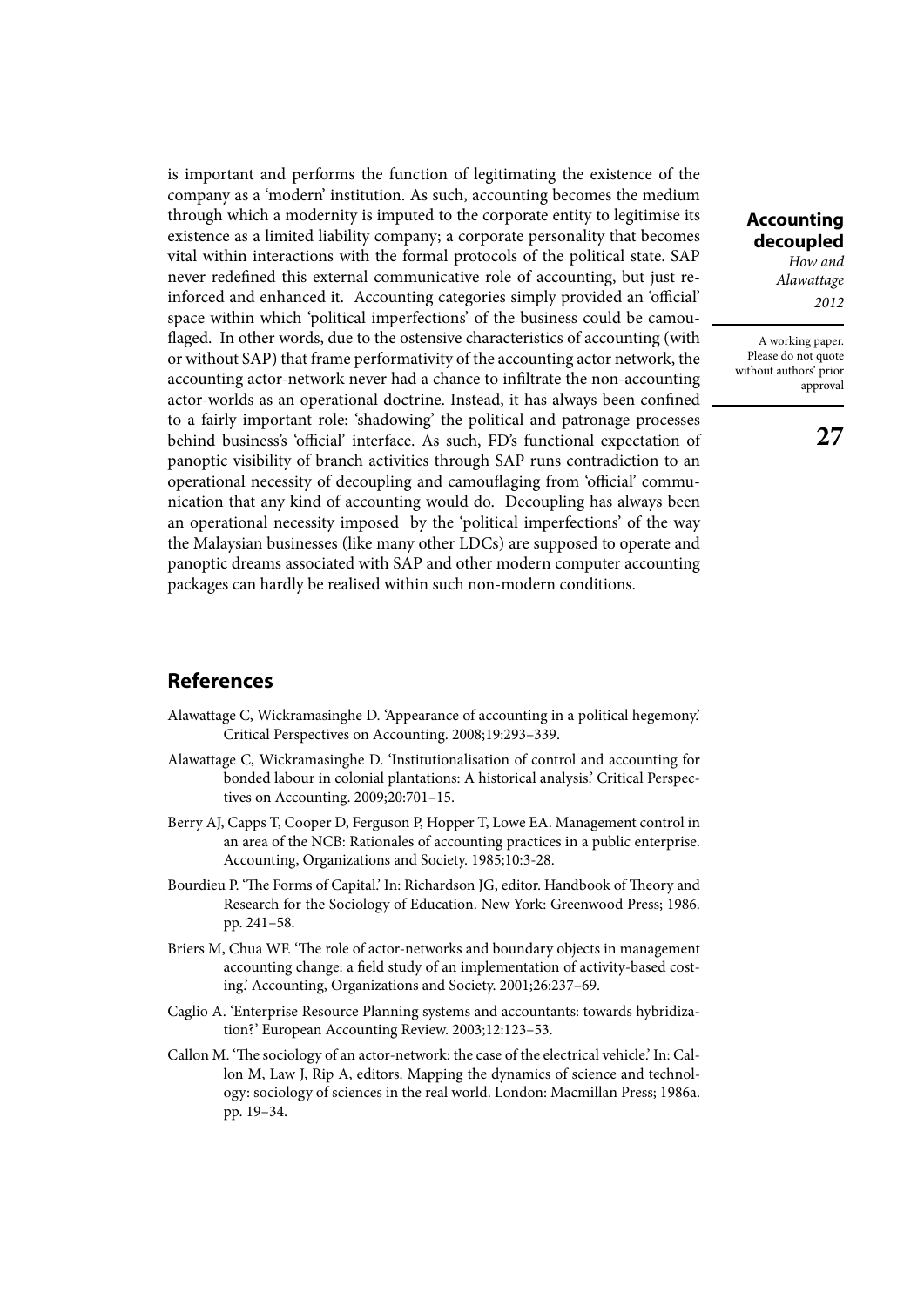is important and performs the function of legitimating the existence of the company as a 'modern' institution. As such, accounting becomes the medium through which a modernity is imputed to the corporate entity to legitimise its existence as a limited liability company; a corporate personality that becomes vital within interactions with the formal protocols of the political state. SAP never redefined this external communicative role of accounting, but just reinforced and enhanced it. Accounting categories simply provided an 'official' space within which 'political imperfections' of the business could be camouflaged. In other words, due to the ostensive characteristics of accounting (with or without SAP) that frame performativity of the accounting actor network, the accounting actor-network never had a chance to infiltrate the non-accounting actor-worlds as an operational doctrine. Instead, it has always been confined to a fairly important role: 'shadowing' the political and patronage processes behind business's 'official' interface. As such, FD's functional expectation of panoptic visibility of branch activities through SAP runs contradiction to an operational necessity of decoupling and camouflaging from 'official' communication that any kind of accounting would do. Decoupling has always been an operational necessity imposed by the 'political imperfections' of the way the Malaysian businesses (like many other LDCs) are supposed to operate and panoptic dreams associated with SAP and other modern computer accounting packages can hardly be realised within such non-modern conditions.

## References

Alawattage C, Wickramasinghe D. 'Appearance of accounting in a political hegemony.' Critical Perspectives on Accounting. 2008;19:293–339.

Alawattage C, Wickramasinghe D. 'Institutionalisation of control and accounting for bonded labour in colonial plantations: A historical analysis.' Critical Perspectives on Accounting. 2009;20:701–15.

Berry AJ, Capps T, Cooper D, Ferguson P, Hopper T, Lowe EA. Management control in an area of the NCB: Rationales of accounting practices in a public enterprise. Accounting, Organizations and Society. 1985;10:3-28.

Bourdieu P. 'The Forms of Capital.' In: Richardson JG, editor. Handbook of Theory and Research for the Sociology of Education. New York: Greenwood Press; 1986. pp. 241–58.

Briers M, Chua WF. 'The role of actor-networks and boundary objects in management accounting change: a field study of an implementation of activity-based costing.' Accounting, Organizations and Society. 2001;26:237–69.

Caglio A. 'Enterprise Resource Planning systems and accountants: towards hybridization?' European Accounting Review. 2003;12:123–53.

Callon M. 'The sociology of an actor-network: the case of the electrical vehicle.' In: Callon M, Law J, Rip A, editors. Mapping the dynamics of science and technology: sociology of sciences in the real world. London: Macmillan Press; 1986a. pp. 19–34.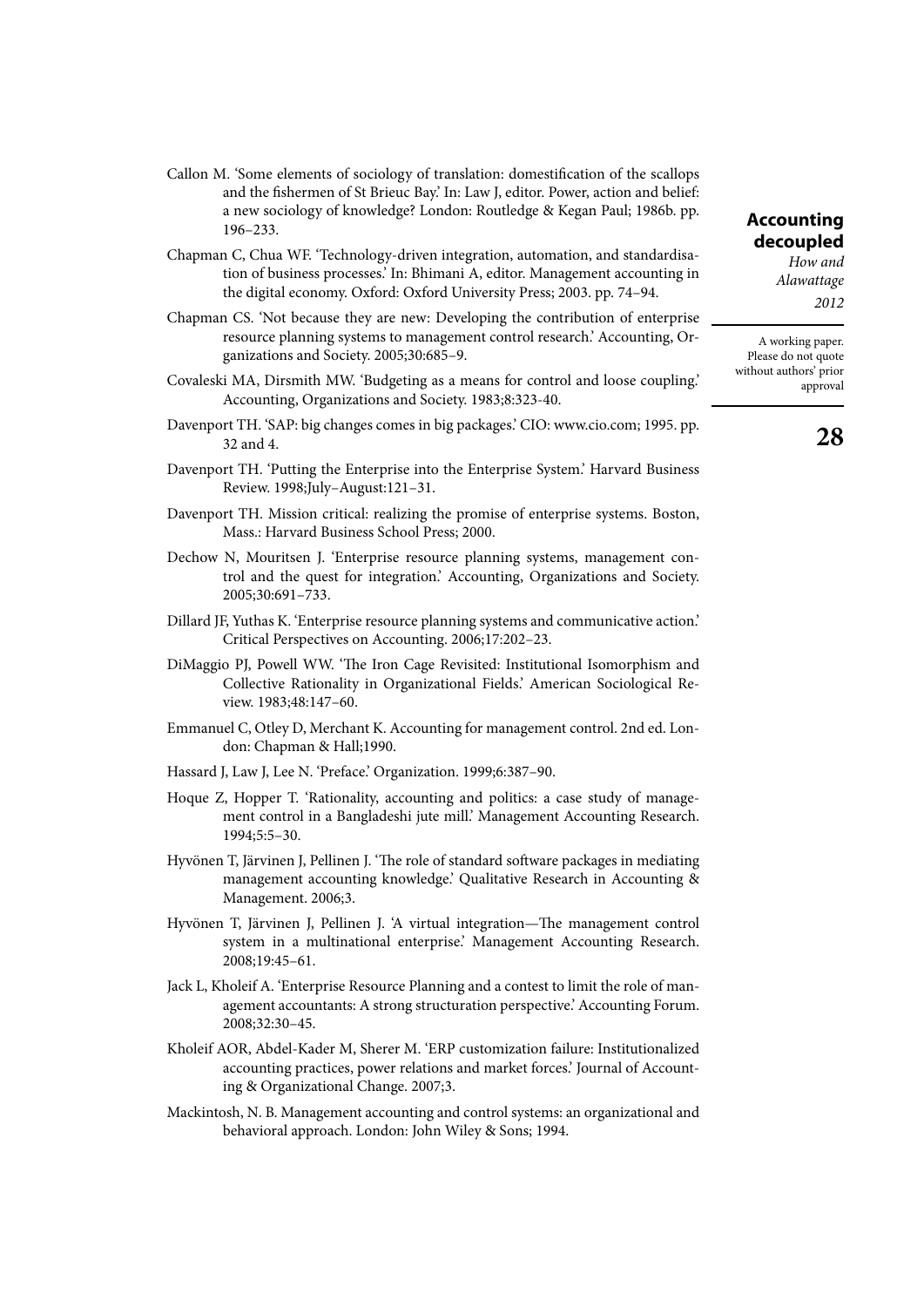Callon M. 'Some elements of sociology of translation: domestification of the scallops and the fishermen of St Brieuc Bay.' In: Law J, editor. Power, action and belief: a new sociology of knowledge? London: Routledge & Kegan Paul; 1986b. pp. 196–233.

Chapman C, Chua WF. 'Technology-driven integration, automation, and standardisation of business processes.' In: Bhimani A, editor. Management accounting in the digital economy. Oxford: Oxford University Press; 2003. pp. 74–94.

Chapman CS. 'Not because they are new: Developing the contribution of enterprise resource planning systems to management control research.' Accounting, Organizations and Society. 2005;30:685–9.

Covaleski MA, Dirsmith MW. 'Budgeting as a means for control and loose coupling.' Accounting, Organizations and Society. 1983;8:323-40.

Davenport TH. 'SAP: big changes comes in big packages.' CIO: www.cio.com; 1995. pp. 32 and 4.

Davenport TH. 'Putting the Enterprise into the Enterprise System.' Harvard Business Review. 1998;July–August:121–31.

Davenport TH. Mission critical: realizing the promise of enterprise systems. Boston, Mass.: Harvard Business School Press; 2000.

Dechow N, Mouritsen J. 'Enterprise resource planning systems, management control and the quest for integration.' Accounting, Organizations and Society. 2005;30:691–733.

Dillard JF, Yuthas K. 'Enterprise resource planning systems and communicative action.' Critical Perspectives on Accounting. 2006;17:202–23.

DiMaggio PJ, Powell WW. 'The Iron Cage Revisited: Institutional Isomorphism and Collective Rationality in Organizational Fields.' American Sociological Review. 1983;48:147–60.

Emmanuel C, Otley D, Merchant K. Accounting for management control. 2nd ed. London: Chapman & Hall;1990.

Hassard J, Law J, Lee N. 'Preface.' Organization. 1999;6:387–90.

Hoque Z, Hopper T. 'Rationality, accounting and politics: a case study of management control in a Bangladeshi jute mill.' Management Accounting Research. 1994;5:5–30.

Hyvönen T, Järvinen J, Pellinen J. 'The role of standard software packages in mediating management accounting knowledge.' Qualitative Research in Accounting & Management. 2006;3.

Hyvönen T, Järvinen J, Pellinen J. 'A virtual integration—The management control system in a multinational enterprise.' Management Accounting Research. 2008;19:45–61.

Jack L, Kholeif A. 'Enterprise Resource Planning and a contest to limit the role of management accountants: A strong structuration perspective.' Accounting Forum. 2008;32:30–45.

Kholeif AOR, Abdel-Kader M, Sherer M. 'ERP customization failure: Institutionalized accounting practices, power relations and market forces.' Journal of Accounting & Organizational Change. 2007;3.

Mackintosh, N. B. Management accounting and control systems: an organizational and behavioral approach. London: John Wiley & Sons; 1994.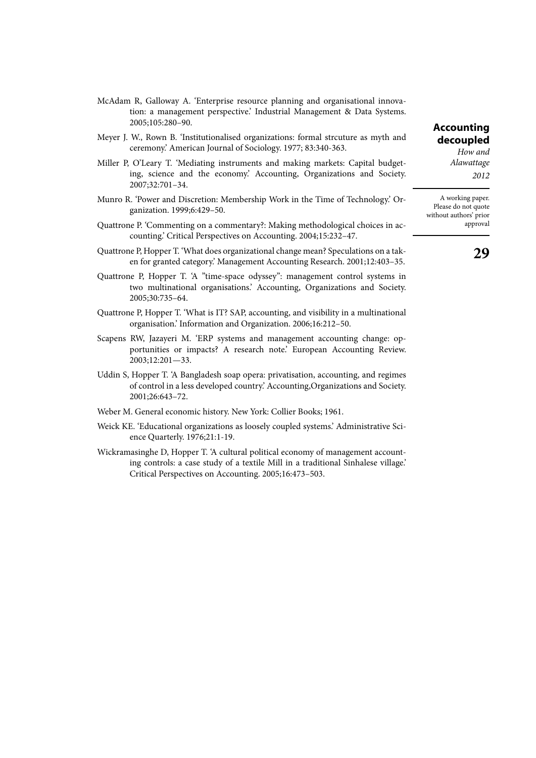McAdam R, Galloway A. 'Enterprise resource planning and organisational innovation: a management perspective.' Industrial Management & Data Systems. 2005;105:280–90.

Meyer J. W., Rown B. 'Institutionalised organizations: formal strcuture as myth and ceremony.' American Journal of Sociology. 1977; 83:340-363.

Miller P, O'Leary T. 'Mediating instruments and making markets: Capital budgeting, science and the economy.' Accounting, Organizations and Society. 2007;32:701–34.

Munro R. 'Power and Discretion: Membership Work in the Time of Technology.' Organization. 1999;6:429–50.

Quattrone P. 'Commenting on a commentary?: Making methodological choices in accounting.' Critical Perspectives on Accounting. 2004;15:232–47.

Quattrone P, Hopper T. 'What does organizational change mean? Speculations on a taken for granted category.' Management Accounting Research. 2001;12:403–35.

Quattrone P, Hopper T. 'A "time-space odyssey": management control systems in two multinational organisations.' Accounting, Organizations and Society. 2005;30:735–64.

Quattrone P, Hopper T. 'What is IT? SAP, accounting, and visibility in a multinational organisation.' Information and Organization. 2006;16:212–50.

Scapens RW, Jazayeri M. 'ERP systems and management accounting change: opportunities or impacts? A research note.' European Accounting Review. 2003;12:201—33.

Uddin S, Hopper T. 'A Bangladesh soap opera: privatisation, accounting, and regimes of control in a less developed country.' Accounting,Organizations and Society. 2001;26:643–72.

Weber M. General economic history. New York: Collier Books; 1961.

Weick KE. 'Educational organizations as loosely coupled systems.' Administrative Science Quarterly. 1976;21:1-19.

Wickramasinghe D, Hopper T. 'A cultural political economy of management accounting controls: a case study of a textile Mill in a traditional Sinhalese village.' Critical Perspectives on Accounting. 2005;16:473–503.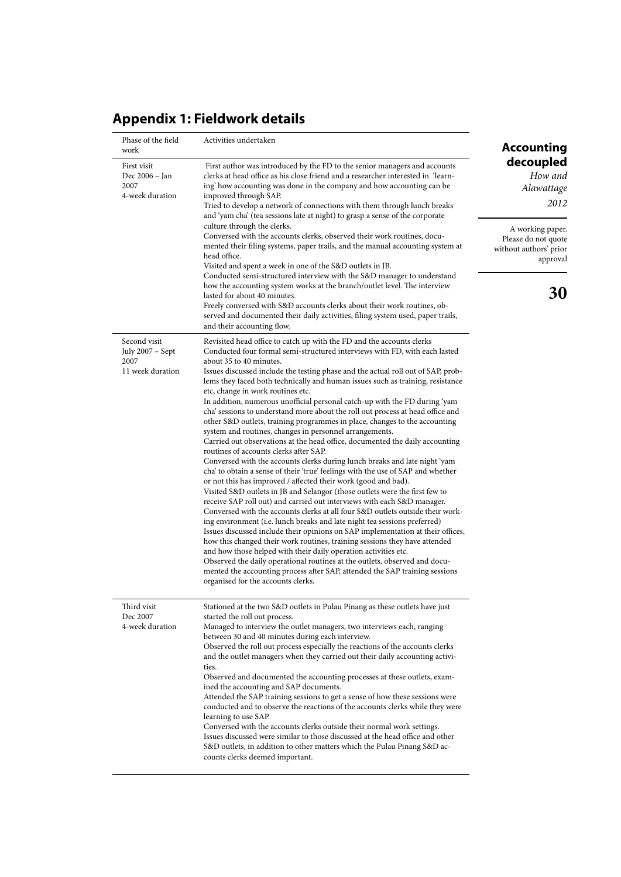## Appendix 1: Fieldwork details

| Phase of the field work | Activities undertaken |
|---|---|
| First visit Dec 2006 – Jan 2007 4-week duration | First author was introduced by the FD to the senior managers and accounts clerks at head office as his close friend and a researcher interested in 'learning' how accounting was done in the company and how accounting can be improved through SAP. Tried to develop a network of connections with them through lunch breaks and 'yam cha' (tea sessions late at night) to grasp a sense of the corporate culture through the clerks. Conversed with the accounts clerks, observed their work routines, documented their filing systems, paper trails, and the manual accounting system at head office. Visited and spent a week in one of the S&D outlets in JB. Conducted semi-structured interview with the S&D manager to understand how the accounting system works at the branch/outlet level. The interview lasted for about 40 minutes. Freely conversed with S&D accounts clerks about their work routines, observed and documented their daily activities, filing system used, paper trails, and their accounting flow. |
| Second visit July 2007 – Sept 2007 11 week duration | Revisited head office to catch up with the FD and the accounts clerks Conducted four formal semi-structured interviews with FD, with each lasted about 35 to 40 minutes. Issues discussed include the testing phase and the actual roll out of SAP, problems they faced both technically and human issues such as training, resistance etc, change in work routines etc. In addition, numerous unofficial personal catch-up with the FD during 'yam cha' sessions to understand more about the roll out process at head office and other S&D outlets, training programmes in place, changes to the accounting system and routines, changes in personnel arrangements. Carried out observations at the head office, documented the daily accounting routines of accounts clerks after SAP. Conversed with the accounts clerks during lunch breaks and late night 'yam cha' to obtain a sense of their 'true' feelings with the use of SAP and whether or not this has improved / affected their work (good and bad). Visited S&D outlets in JB and Selangor (those outlets were the first few to receive SAP roll out) and carried out interviews with each S&D manager. Conversed with the accounts clerks at all four S&D outlets outside their working environment (i.e. lunch breaks and late night tea sessions preferred) Issues discussed include their opinions on SAP implementation at their offices, how this changed their work routines, training sessions they have attended and how those helped with their daily operation activities etc. Observed the daily operational routines at the outlets, observed and documented the accounting process after SAP, attended the SAP training sessions organised for the accounts clerks. |
| Third visit Dec 2007 4-week duration | Stationed at the two S&D outlets in Pulau Pinang as these outlets have just started the roll out process. Managed to interview the outlet managers, two interviews each, ranging between 30 and 40 minutes during each interview. Observed the roll out process especially the reactions of the accounts clerks and the outlet managers when they carried out their daily accounting activities. Observed and documented the accounting processes at these outlets, examined the accounting and SAP documents. Attended the SAP training sessions to get a sense of how these sessions were conducted and to observe the reactions of the accounts clerks while they were learning to use SAP. Conversed with the accounts clerks outside their normal work settings. Issues discussed were similar to those discussed at the head office and other S&D outlets, in addition to other matters which the Pulau Pinang S&D accounts clerks deemed important. |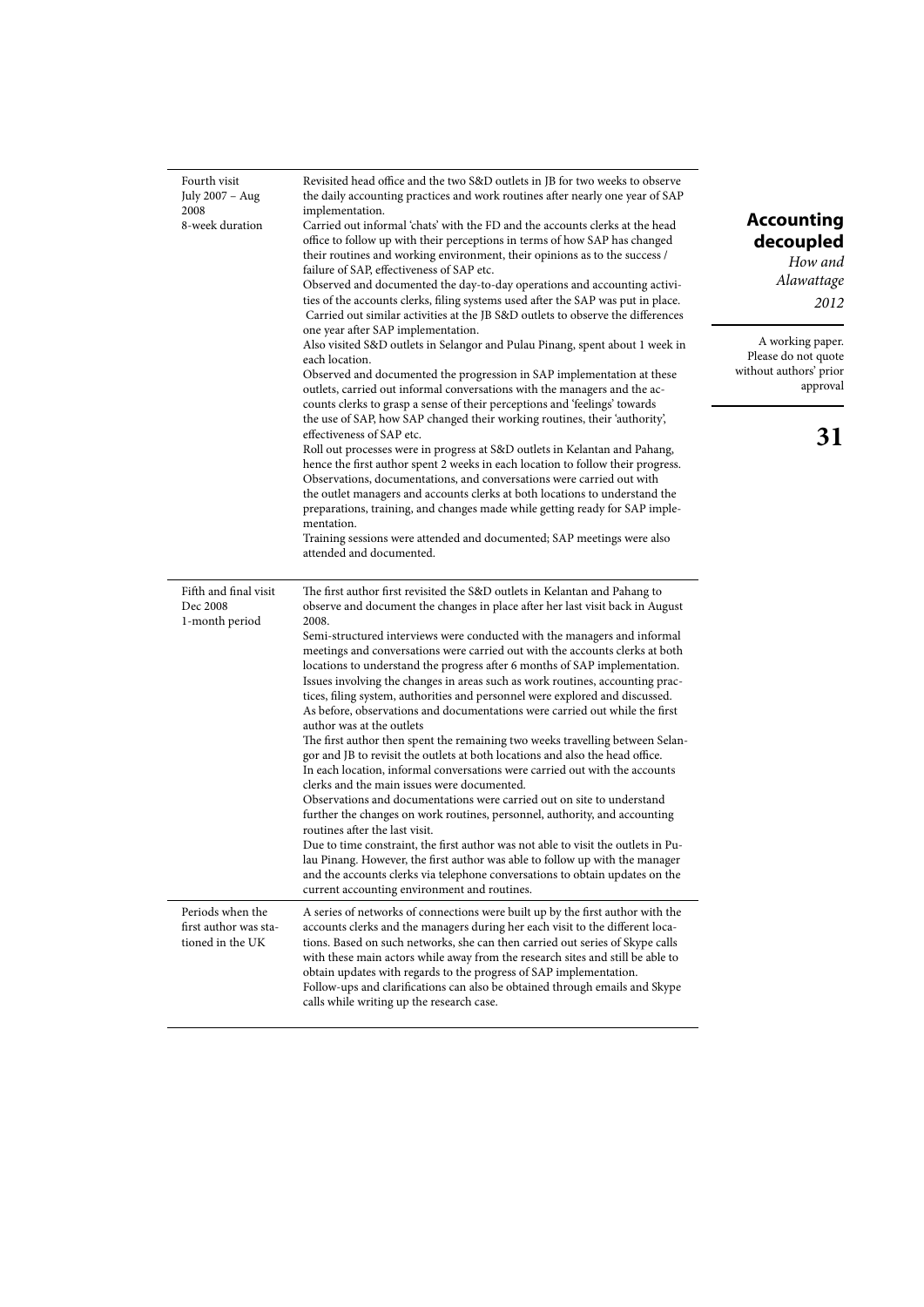| | |
|---|---|
| Fourth visit<br>July 2007 – Aug 2008<br>8-week duration | Revisited head office and the two S&D outlets in JB for two weeks to observe the daily accounting practices and work routines after nearly one year of SAP implementation.<br>Carried out informal 'chats' with the FD and the accounts clerks at the head office to follow up with their perceptions in terms of how SAP has changed their routines and working environment, their opinions as to the success / failure of SAP, effectiveness of SAP etc.<br>Observed and documented the day-to-day operations and accounting activities of the accounts clerks, filing systems used after the SAP was put in place.<br>Carried out similar activities at the JB S&D outlets to observe the differences one year after SAP implementation.<br>Also visited S&D outlets in Selangor and Pulau Pinang, spent about 1 week in each location.<br>Observed and documented the progression in SAP implementation at these outlets, carried out informal conversations with the managers and the accounts clerks to grasp a sense of their perceptions and 'feelings' towards the use of SAP, how SAP changed their working routines, their 'authority', effectiveness of SAP etc.<br>Roll out processes were in progress at S&D outlets in Kelantan and Pahang, hence the first author spent 2 weeks in each location to follow their progress.<br>Observations, documentations, and conversations were carried out with the outlet managers and accounts clerks at both locations to understand the preparations, training, and changes made while getting ready for SAP implementation.<br>Training sessions were attended and documented; SAP meetings were also attended and documented. |
| Fifth and final visit<br>Dec 2008<br>1-month period | The first author first revisited the S&D outlets in Kelantan and Pahang to observe and document the changes in place after her last visit back in August 2008.<br>Semi-structured interviews were conducted with the managers and informal meetings and conversations were carried out with the accounts clerks at both locations to understand the progress after 6 months of SAP implementation.<br>Issues involving the changes in areas such as work routines, accounting practices, filing system, authorities and personnel were explored and discussed.<br>As before, observations and documentations were carried out while the first author was at the outlets<br>The first author then spent the remaining two weeks travelling between Selangor and JB to revisit the outlets at both locations and also the head office.<br>In each location, informal conversations were carried out with the accounts clerks and the main issues were documented.<br>Observations and documentations were carried out on site to understand further the changes on work routines, personnel, authority, and accounting routines after the last visit.<br>Due to time constraint, the first author was not able to visit the outlets in Pulau Pinang. However, the first author was able to follow up with the manager and the accounts clerks via telephone conversations to obtain updates on the current accounting environment and routines. |
| Periods when the first author was stationed in the UK | A series of networks of connections were built up by the first author with the accounts clerks and the managers during her each visit to the different locations. Based on such networks, she can then carried out series of Skype calls with these main actors while away from the research sites and still be able to obtain updates with regards to the progress of SAP implementation.<br>Follow-ups and clarifications can also be obtained through emails and Skype calls while writing up the research case. |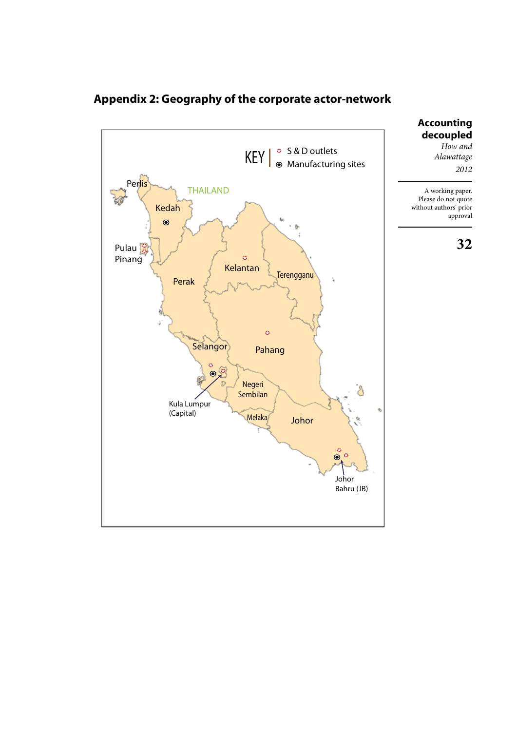# Appendix 2: Geography of the corporate actor-network

KEY
S & D outlets
Manufacturing sites

THAILAND
Perlis
Kedah
Pulau Pinang
Kelantan
Terengganu
Perak
Pahang
Selangor
Negeri Sembilan
Melaka
Johor
Kula Lumpur (Capital)
Johor Bahru (JB)